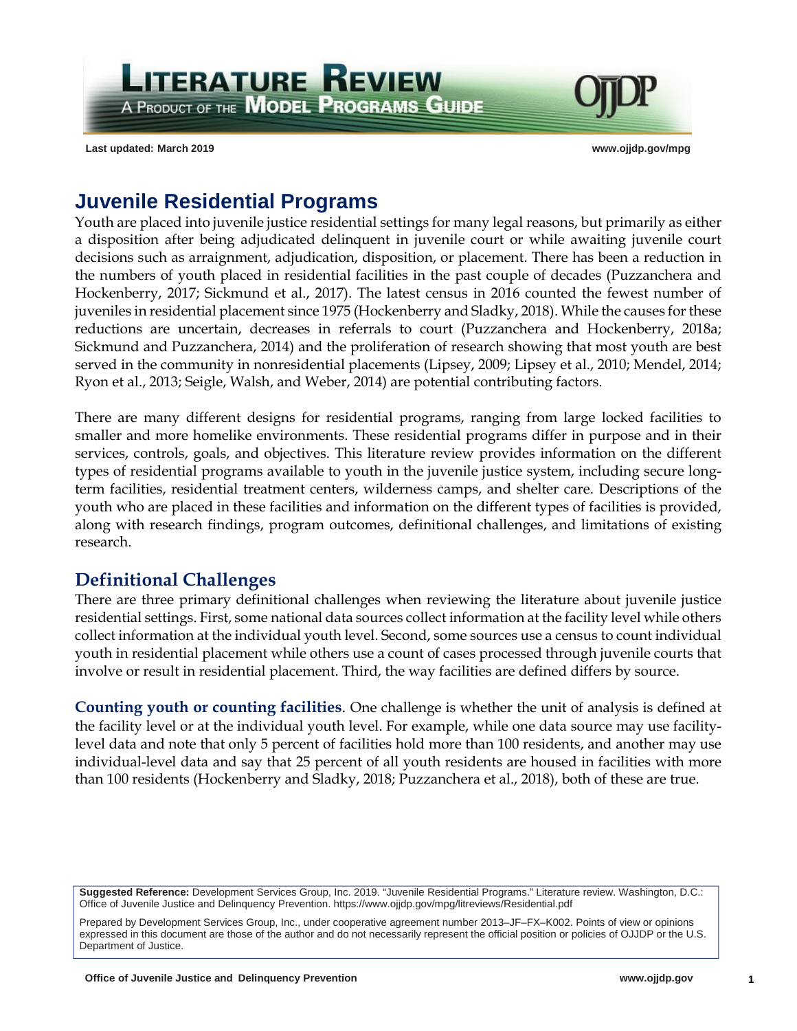# Juvenile Residential Programs

Youth are placed into juvenile justice residential settings for many legal reasons, but primarily as either a disposition after being adjudicated delinquent in juvenile court or while awaiting juvenile court decisions such as arraignment, adjudication, disposition, or placement. There has been a reduction in the numbers of youth placed in residential facilities in the past couple of decades (Puzzanchera and Hockenberry, 2017; Sickmund et al., 2017). The latest census in 2016 counted the fewest number of juveniles in residential placement since 1975 (Hockenberry and Sladky, 2018). While the causes for these reductions are uncertain, decreases in referrals to court (Puzzanchera and Hockenberry, 2018a; Sickmund and Puzzanchera, 2014) and the proliferation of research showing that most youth are best served in the community in nonresidential placements (Lipsey, 2009; Lipsey et al., 2010; Mendel, 2014; Ryon et al., 2013; Seigle, Walsh, and Weber, 2014) are potential contributing factors.

There are many different designs for residential programs, ranging from large locked facilities to smaller and more homelike environments. These residential programs differ in purpose and in their services, controls, goals, and objectives. This literature review provides information on the different types of residential programs available to youth in the juvenile justice system, including secure long-term facilities, residential treatment centers, wilderness camps, and shelter care. Descriptions of the youth who are placed in these facilities and information on the different types of facilities is provided, along with research findings, program outcomes, definitional challenges, and limitations of existing research.

## Definitional Challenges

There are three primary definitional challenges when reviewing the literature about juvenile justice residential settings. First, some national data sources collect information at the facility level while others collect information at the individual youth level. Second, some sources use a census to count individual youth in residential placement while others use a count of cases processed through juvenile courts that involve or result in residential placement. Third, the way facilities are defined differs by source.

**Counting youth or counting facilities**. One challenge is whether the unit of analysis is defined at the facility level or at the individual youth level. For example, while one data source may use facility-level data and note that only 5 percent of facilities hold more than 100 residents, and another may use individual-level data and say that 25 percent of all youth residents are housed in facilities with more than 100 residents (Hockenberry and Sladky, 2018; Puzzanchera et al., 2018), both of these are true.

**Suggested Reference:** Development Services Group, Inc. 2019. "Juvenile Residential Programs." Literature review. Washington, D.C.: Office of Juvenile Justice and Delinquency Prevention. https://www.ojjdp.gov/mpg/litreviews/Residential.pdf

Prepared by Development Services Group, Inc., under cooperative agreement number 2013–JF–FX–K002. Points of view or opinions expressed in this document are those of the author and do not necessarily represent the official position or policies of OJJDP or the U.S. Department of Justice.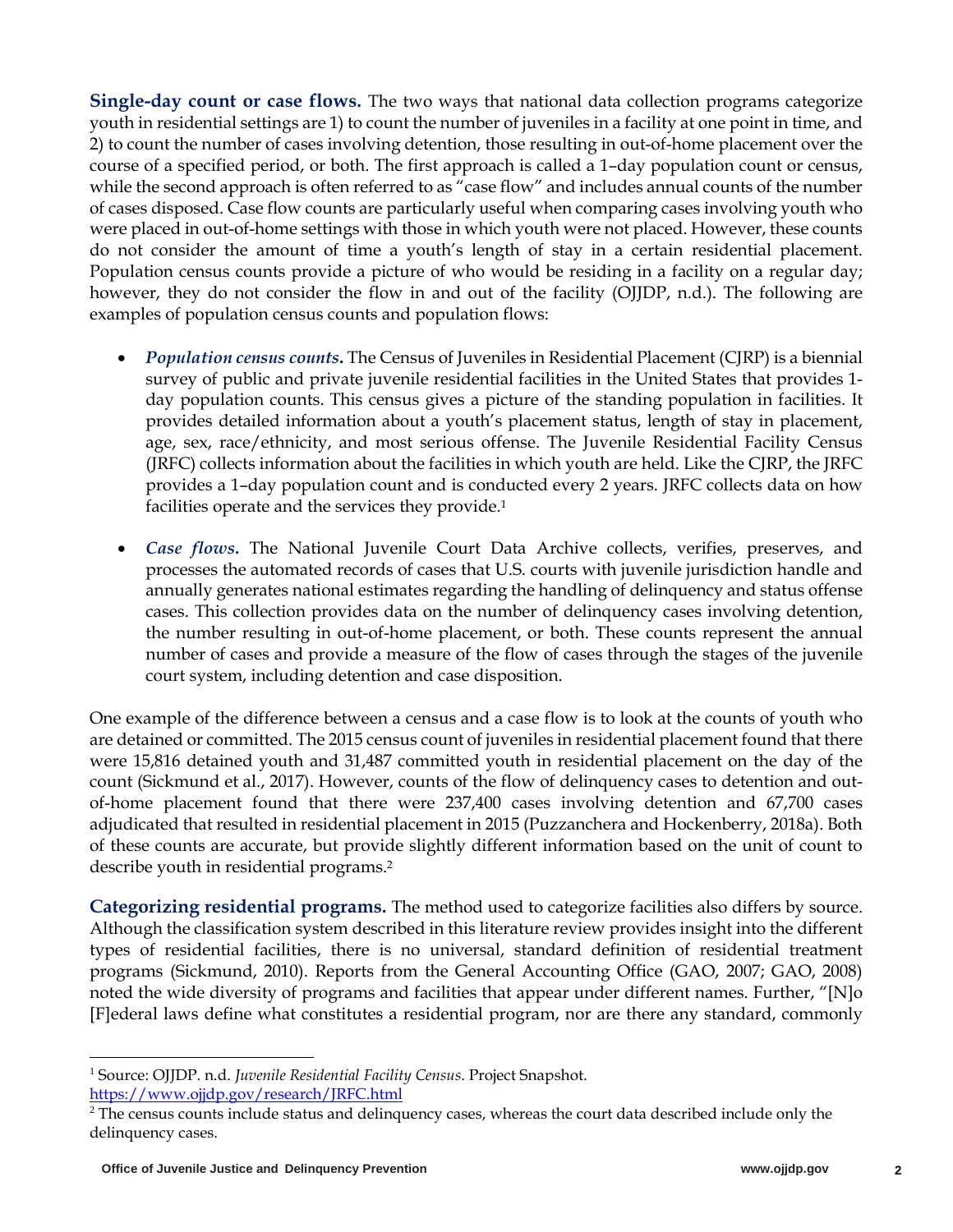**Single-day count or case flows.** The two ways that national data collection programs categorize youth in residential settings are 1) to count the number of juveniles in a facility at one point in time, and 2) to count the number of cases involving detention, those resulting in out-of-home placement over the course of a specified period, or both. The first approach is called a 1–day population count or census, while the second approach is often referred to as "case flow" and includes annual counts of the number of cases disposed. Case flow counts are particularly useful when comparing cases involving youth who were placed in out-of-home settings with those in which youth were not placed. However, these counts do not consider the amount of time a youth's length of stay in a certain residential placement. Population census counts provide a picture of who would be residing in a facility on a regular day; however, they do not consider the flow in and out of the facility (OJJDP, n.d.). The following are examples of population census counts and population flows:

- ***Population census counts.*** The Census of Juveniles in Residential Placement (CJRP) is a biennial survey of public and private juvenile residential facilities in the United States that provides 1-day population counts. This census gives a picture of the standing population in facilities. It provides detailed information about a youth's placement status, length of stay in placement, age, sex, race/ethnicity, and most serious offense. The Juvenile Residential Facility Census (JRFC) collects information about the facilities in which youth are held. Like the CJRP, the JRFC provides a 1–day population count and is conducted every 2 years. JRFC collects data on how facilities operate and the services they provide.[1]

- ***Case flows.*** The National Juvenile Court Data Archive collects, verifies, preserves, and processes the automated records of cases that U.S. courts with juvenile jurisdiction handle and annually generates national estimates regarding the handling of delinquency and status offense cases. This collection provides data on the number of delinquency cases involving detention, the number resulting in out-of-home placement, or both. These counts represent the annual number of cases and provide a measure of the flow of cases through the stages of the juvenile court system, including detention and case disposition.

One example of the difference between a census and a case flow is to look at the counts of youth who are detained or committed. The 2015 census count of juveniles in residential placement found that there were 15,816 detained youth and 31,487 committed youth in residential placement on the day of the count (Sickmund et al., 2017). However, counts of the flow of delinquency cases to detention and out-of-home placement found that there were 237,400 cases involving detention and 67,700 cases adjudicated that resulted in residential placement in 2015 (Puzzanchera and Hockenberry, 2018a). Both of these counts are accurate, but provide slightly different information based on the unit of count to describe youth in residential programs.[2]

**Categorizing residential programs.** The method used to categorize facilities also differs by source. Although the classification system described in this literature review provides insight into the different types of residential facilities, there is no universal, standard definition of residential treatment programs (Sickmund, 2010). Reports from the General Accounting Office (GAO, 2007; GAO, 2008) noted the wide diversity of programs and facilities that appear under different names. Further, "[N]o [F]ederal laws define what constitutes a residential program, nor are there any standard, commonly

---

[1] Source: OJJDP. n.d. *Juvenile Residential Facility Census.* Project Snapshot. https://www.ojjdp.gov/research/JRFC.html

[2] The census counts include status and delinquency cases, whereas the court data described include only the delinquency cases.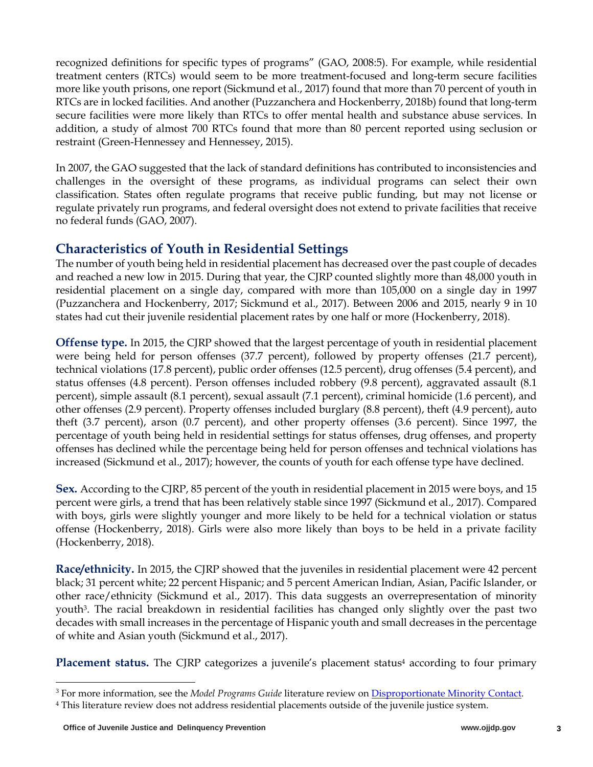recognized definitions for specific types of programs" (GAO, 2008:5). For example, while residential treatment centers (RTCs) would seem to be more treatment-focused and long-term secure facilities more like youth prisons, one report (Sickmund et al., 2017) found that more than 70 percent of youth in RTCs are in locked facilities. And another (Puzzanchera and Hockenberry, 2018b) found that long-term secure facilities were more likely than RTCs to offer mental health and substance abuse services. In addition, a study of almost 700 RTCs found that more than 80 percent reported using seclusion or restraint (Green-Hennessey and Hennessey, 2015).

In 2007, the GAO suggested that the lack of standard definitions has contributed to inconsistencies and challenges in the oversight of these programs, as individual programs can select their own classification. States often regulate programs that receive public funding, but may not license or regulate privately run programs, and federal oversight does not extend to private facilities that receive no federal funds (GAO, 2007).

## Characteristics of Youth in Residential Settings

The number of youth being held in residential placement has decreased over the past couple of decades and reached a new low in 2015. During that year, the CJRP counted slightly more than 48,000 youth in residential placement on a single day, compared with more than 105,000 on a single day in 1997 (Puzzanchera and Hockenberry, 2017; Sickmund et al., 2017). Between 2006 and 2015, nearly 9 in 10 states had cut their juvenile residential placement rates by one half or more (Hockenberry, 2018).

**Offense type.** In 2015, the CJRP showed that the largest percentage of youth in residential placement were being held for person offenses (37.7 percent), followed by property offenses (21.7 percent), technical violations (17.8 percent), public order offenses (12.5 percent), drug offenses (5.4 percent), and status offenses (4.8 percent). Person offenses included robbery (9.8 percent), aggravated assault (8.1 percent), simple assault (8.1 percent), sexual assault (7.1 percent), criminal homicide (1.6 percent), and other offenses (2.9 percent). Property offenses included burglary (8.8 percent), theft (4.9 percent), auto theft (3.7 percent), arson (0.7 percent), and other property offenses (3.6 percent). Since 1997, the percentage of youth being held in residential settings for status offenses, drug offenses, and property offenses has declined while the percentage being held for person offenses and technical violations has increased (Sickmund et al., 2017); however, the counts of youth for each offense type have declined.

**Sex.** According to the CJRP, 85 percent of the youth in residential placement in 2015 were boys, and 15 percent were girls, a trend that has been relatively stable since 1997 (Sickmund et al., 2017). Compared with boys, girls were slightly younger and more likely to be held for a technical violation or status offense (Hockenberry, 2018). Girls were also more likely than boys to be held in a private facility (Hockenberry, 2018).

**Race/ethnicity.** In 2015, the CJRP showed that the juveniles in residential placement were 42 percent black; 31 percent white; 22 percent Hispanic; and 5 percent American Indian, Asian, Pacific Islander, or other race/ethnicity (Sickmund et al., 2017). This data suggests an overrepresentation of minority youth[3]. The racial breakdown in residential facilities has changed only slightly over the past two decades with small increases in the percentage of Hispanic youth and small decreases in the percentage of white and Asian youth (Sickmund et al., 2017).

**Placement status.** The CJRP categorizes a juvenile's placement status[4] according to four primary

---

[3] For more information, see the *Model Programs Guide* literature review on Disproportionate Minority Contact.

[4] This literature review does not address residential placements outside of the juvenile justice system.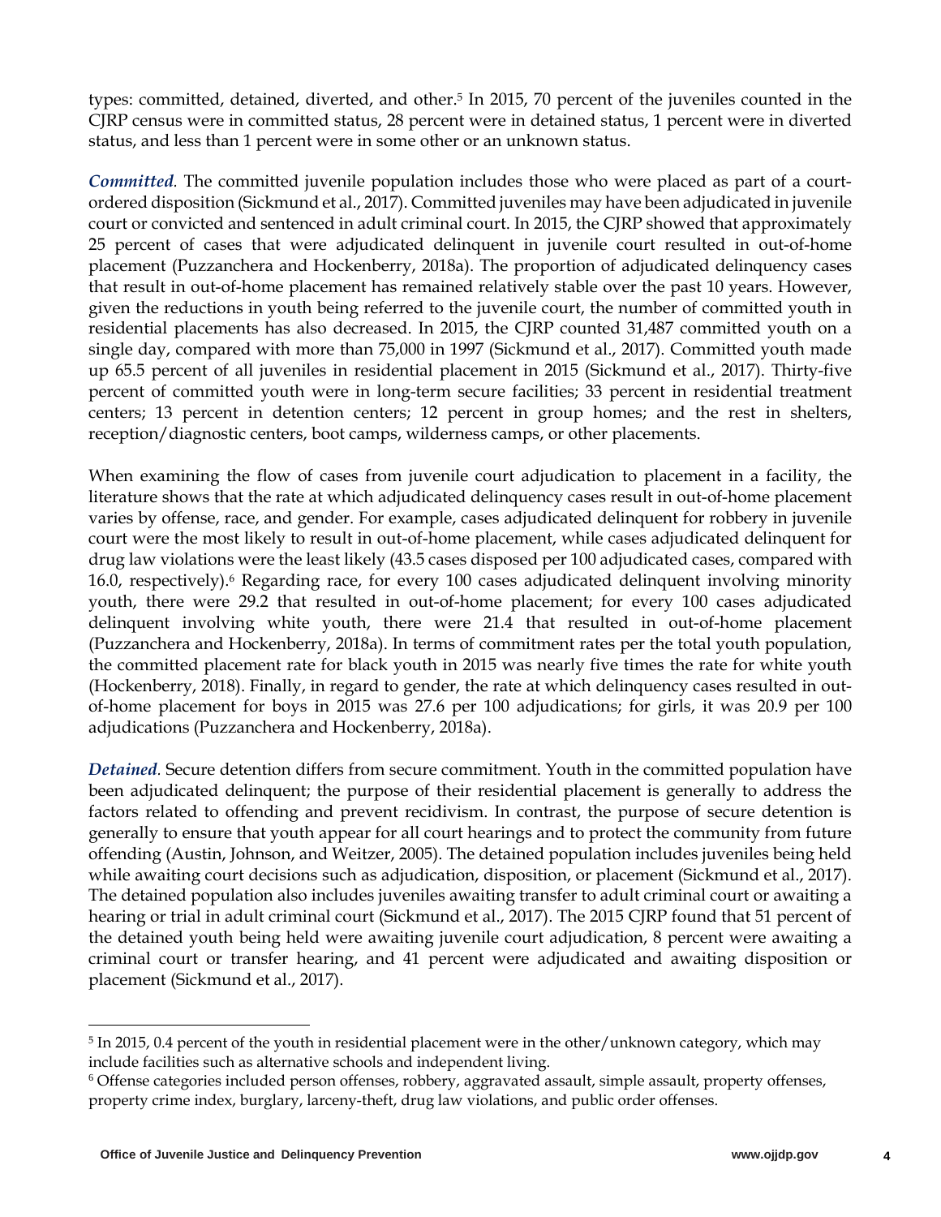types: committed, detained, diverted, and other.[5] In 2015, 70 percent of the juveniles counted in the CJRP census were in committed status, 28 percent were in detained status, 1 percent were in diverted status, and less than 1 percent were in some other or an unknown status.

***Committed***. The committed juvenile population includes those who were placed as part of a court-ordered disposition (Sickmund et al., 2017). Committed juveniles may have been adjudicated in juvenile court or convicted and sentenced in adult criminal court. In 2015, the CJRP showed that approximately 25 percent of cases that were adjudicated delinquent in juvenile court resulted in out-of-home placement (Puzzanchera and Hockenberry, 2018a). The proportion of adjudicated delinquency cases that result in out-of-home placement has remained relatively stable over the past 10 years. However, given the reductions in youth being referred to the juvenile court, the number of committed youth in residential placements has also decreased. In 2015, the CJRP counted 31,487 committed youth on a single day, compared with more than 75,000 in 1997 (Sickmund et al., 2017). Committed youth made up 65.5 percent of all juveniles in residential placement in 2015 (Sickmund et al., 2017). Thirty-five percent of committed youth were in long-term secure facilities; 33 percent in residential treatment centers; 13 percent in detention centers; 12 percent in group homes; and the rest in shelters, reception/diagnostic centers, boot camps, wilderness camps, or other placements.

When examining the flow of cases from juvenile court adjudication to placement in a facility, the literature shows that the rate at which adjudicated delinquency cases result in out-of-home placement varies by offense, race, and gender. For example, cases adjudicated delinquent for robbery in juvenile court were the most likely to result in out-of-home placement, while cases adjudicated delinquent for drug law violations were the least likely (43.5 cases disposed per 100 adjudicated cases, compared with 16.0, respectively).[6] Regarding race, for every 100 cases adjudicated delinquent involving minority youth, there were 29.2 that resulted in out-of-home placement; for every 100 cases adjudicated delinquent involving white youth, there were 21.4 that resulted in out-of-home placement (Puzzanchera and Hockenberry, 2018a). In terms of commitment rates per the total youth population, the committed placement rate for black youth in 2015 was nearly five times the rate for white youth (Hockenberry, 2018). Finally, in regard to gender, the rate at which delinquency cases resulted in out-of-home placement for boys in 2015 was 27.6 per 100 adjudications; for girls, it was 20.9 per 100 adjudications (Puzzanchera and Hockenberry, 2018a).

***Detained***. Secure detention differs from secure commitment. Youth in the committed population have been adjudicated delinquent; the purpose of their residential placement is generally to address the factors related to offending and prevent recidivism. In contrast, the purpose of secure detention is generally to ensure that youth appear for all court hearings and to protect the community from future offending (Austin, Johnson, and Weitzer, 2005). The detained population includes juveniles being held while awaiting court decisions such as adjudication, disposition, or placement (Sickmund et al., 2017). The detained population also includes juveniles awaiting transfer to adult criminal court or awaiting a hearing or trial in adult criminal court (Sickmund et al., 2017). The 2015 CJRP found that 51 percent of the detained youth being held were awaiting juvenile court adjudication, 8 percent were awaiting a criminal court or transfer hearing, and 41 percent were adjudicated and awaiting disposition or placement (Sickmund et al., 2017).

---

[5] In 2015, 0.4 percent of the youth in residential placement were in the other/unknown category, which may include facilities such as alternative schools and independent living.

[6] Offense categories included person offenses, robbery, aggravated assault, simple assault, property offenses, property crime index, burglary, larceny-theft, drug law violations, and public order offenses.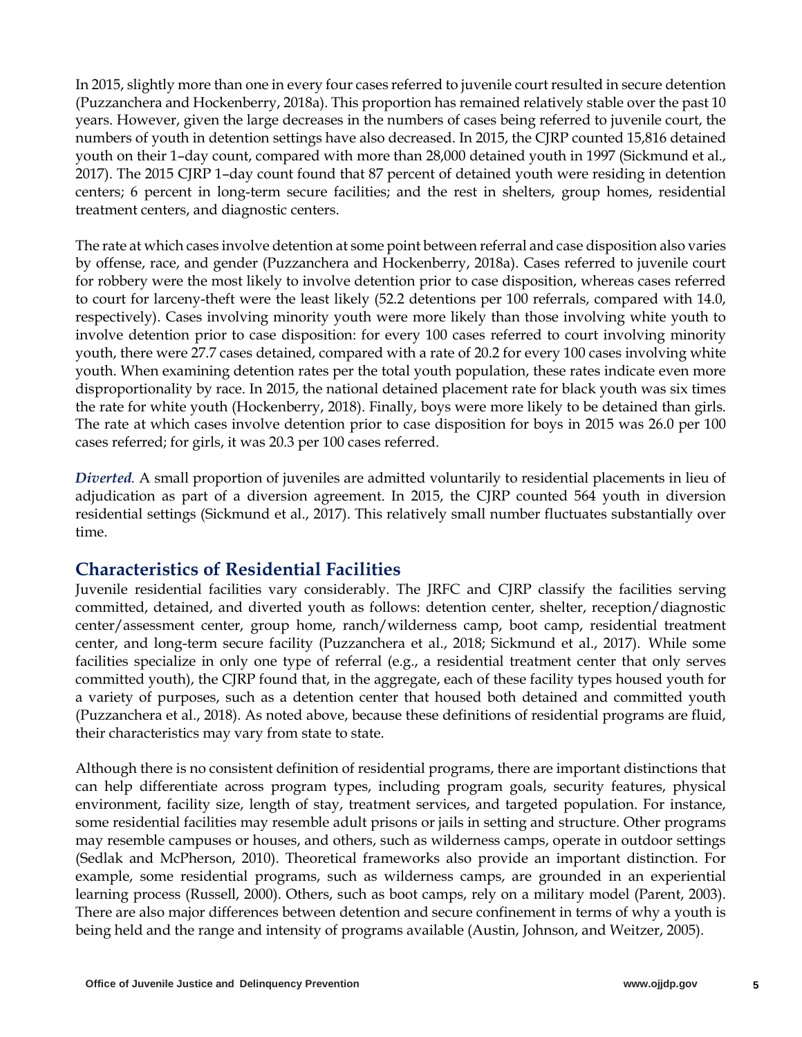In 2015, slightly more than one in every four cases referred to juvenile court resulted in secure detention (Puzzanchera and Hockenberry, 2018a). This proportion has remained relatively stable over the past 10 years. However, given the large decreases in the numbers of cases being referred to juvenile court, the numbers of youth in detention settings have also decreased. In 2015, the CJRP counted 15,816 detained youth on their 1–day count, compared with more than 28,000 detained youth in 1997 (Sickmund et al., 2017). The 2015 CJRP 1–day count found that 87 percent of detained youth were residing in detention centers; 6 percent in long-term secure facilities; and the rest in shelters, group homes, residential treatment centers, and diagnostic centers.

The rate at which cases involve detention at some point between referral and case disposition also varies by offense, race, and gender (Puzzanchera and Hockenberry, 2018a). Cases referred to juvenile court for robbery were the most likely to involve detention prior to case disposition, whereas cases referred to court for larceny-theft were the least likely (52.2 detentions per 100 referrals, compared with 14.0, respectively). Cases involving minority youth were more likely than those involving white youth to involve detention prior to case disposition: for every 100 cases referred to court involving minority youth, there were 27.7 cases detained, compared with a rate of 20.2 for every 100 cases involving white youth. When examining detention rates per the total youth population, these rates indicate even more disproportionality by race. In 2015, the national detained placement rate for black youth was six times the rate for white youth (Hockenberry, 2018). Finally, boys were more likely to be detained than girls. The rate at which cases involve detention prior to case disposition for boys in 2015 was 26.0 per 100 cases referred; for girls, it was 20.3 per 100 cases referred.

***Diverted***. A small proportion of juveniles are admitted voluntarily to residential placements in lieu of adjudication as part of a diversion agreement. In 2015, the CJRP counted 564 youth in diversion residential settings (Sickmund et al., 2017). This relatively small number fluctuates substantially over time.

## Characteristics of Residential Facilities

Juvenile residential facilities vary considerably. The JRFC and CJRP classify the facilities serving committed, detained, and diverted youth as follows: detention center, shelter, reception/diagnostic center/assessment center, group home, ranch/wilderness camp, boot camp, residential treatment center, and long-term secure facility (Puzzanchera et al., 2018; Sickmund et al., 2017). While some facilities specialize in only one type of referral (e.g., a residential treatment center that only serves committed youth), the CJRP found that, in the aggregate, each of these facility types housed youth for a variety of purposes, such as a detention center that housed both detained and committed youth (Puzzanchera et al., 2018). As noted above, because these definitions of residential programs are fluid, their characteristics may vary from state to state.

Although there is no consistent definition of residential programs, there are important distinctions that can help differentiate across program types, including program goals, security features, physical environment, facility size, length of stay, treatment services, and targeted population. For instance, some residential facilities may resemble adult prisons or jails in setting and structure. Other programs may resemble campuses or houses, and others, such as wilderness camps, operate in outdoor settings (Sedlak and McPherson, 2010). Theoretical frameworks also provide an important distinction. For example, some residential programs, such as wilderness camps, are grounded in an experiential learning process (Russell, 2000). Others, such as boot camps, rely on a military model (Parent, 2003). There are also major differences between detention and secure confinement in terms of why a youth is being held and the range and intensity of programs available (Austin, Johnson, and Weitzer, 2005).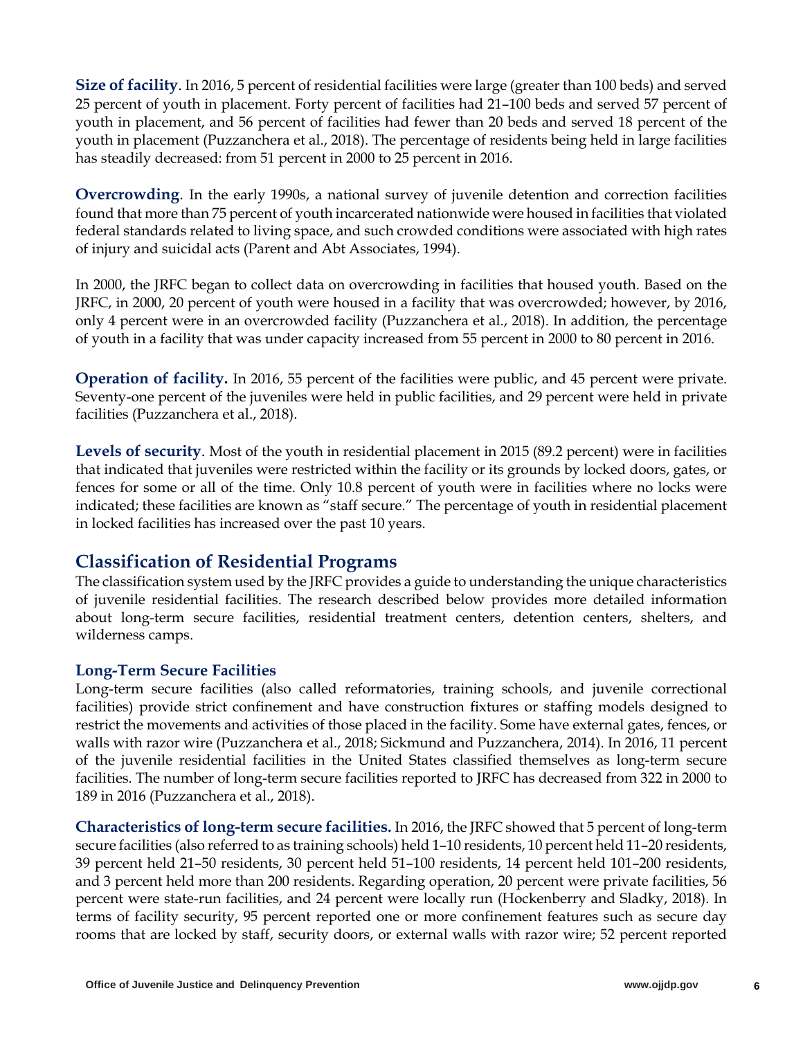**Size of facility**. In 2016, 5 percent of residential facilities were large (greater than 100 beds) and served 25 percent of youth in placement. Forty percent of facilities had 21–100 beds and served 57 percent of youth in placement, and 56 percent of facilities had fewer than 20 beds and served 18 percent of the youth in placement (Puzzanchera et al., 2018). The percentage of residents being held in large facilities has steadily decreased: from 51 percent in 2000 to 25 percent in 2016.

**Overcrowding**. In the early 1990s, a national survey of juvenile detention and correction facilities found that more than 75 percent of youth incarcerated nationwide were housed in facilities that violated federal standards related to living space, and such crowded conditions were associated with high rates of injury and suicidal acts (Parent and Abt Associates, 1994).

In 2000, the JRFC began to collect data on overcrowding in facilities that housed youth. Based on the JRFC, in 2000, 20 percent of youth were housed in a facility that was overcrowded; however, by 2016, only 4 percent were in an overcrowded facility (Puzzanchera et al., 2018). In addition, the percentage of youth in a facility that was under capacity increased from 55 percent in 2000 to 80 percent in 2016.

**Operation of facility.** In 2016, 55 percent of the facilities were public, and 45 percent were private. Seventy-one percent of the juveniles were held in public facilities, and 29 percent were held in private facilities (Puzzanchera et al., 2018).

**Levels of security**. Most of the youth in residential placement in 2015 (89.2 percent) were in facilities that indicated that juveniles were restricted within the facility or its grounds by locked doors, gates, or fences for some or all of the time. Only 10.8 percent of youth were in facilities where no locks were indicated; these facilities are known as "staff secure." The percentage of youth in residential placement in locked facilities has increased over the past 10 years.

## Classification of Residential Programs

The classification system used by the JRFC provides a guide to understanding the unique characteristics of juvenile residential facilities. The research described below provides more detailed information about long-term secure facilities, residential treatment centers, detention centers, shelters, and wilderness camps.

### Long-Term Secure Facilities

Long-term secure facilities (also called reformatories, training schools, and juvenile correctional facilities) provide strict confinement and have construction fixtures or staffing models designed to restrict the movements and activities of those placed in the facility. Some have external gates, fences, or walls with razor wire (Puzzanchera et al., 2018; Sickmund and Puzzanchera, 2014). In 2016, 11 percent of the juvenile residential facilities in the United States classified themselves as long-term secure facilities. The number of long-term secure facilities reported to JRFC has decreased from 322 in 2000 to 189 in 2016 (Puzzanchera et al., 2018).

**Characteristics of long-term secure facilities.** In 2016, the JRFC showed that 5 percent of long-term secure facilities (also referred to as training schools) held 1–10 residents, 10 percent held 11–20 residents, 39 percent held 21–50 residents, 30 percent held 51–100 residents, 14 percent held 101–200 residents, and 3 percent held more than 200 residents. Regarding operation, 20 percent were private facilities, 56 percent were state-run facilities, and 24 percent were locally run (Hockenberry and Sladky, 2018). In terms of facility security, 95 percent reported one or more confinement features such as secure day rooms that are locked by staff, security doors, or external walls with razor wire; 52 percent reported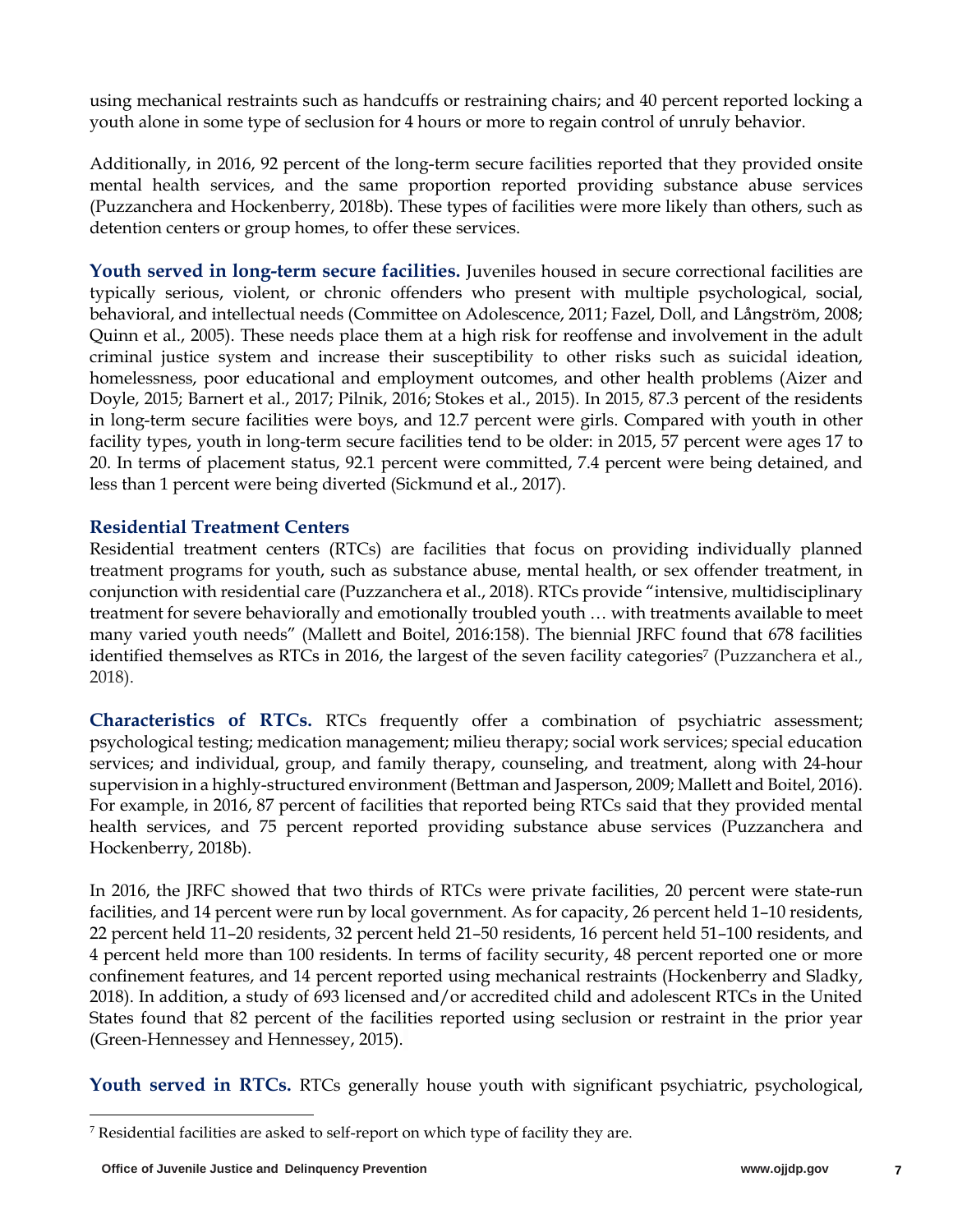using mechanical restraints such as handcuffs or restraining chairs; and 40 percent reported locking a youth alone in some type of seclusion for 4 hours or more to regain control of unruly behavior.

Additionally, in 2016, 92 percent of the long-term secure facilities reported that they provided onsite mental health services, and the same proportion reported providing substance abuse services (Puzzanchera and Hockenberry, 2018b). These types of facilities were more likely than others, such as detention centers or group homes, to offer these services.

**Youth served in long-term secure facilities.** Juveniles housed in secure correctional facilities are typically serious, violent, or chronic offenders who present with multiple psychological, social, behavioral, and intellectual needs (Committee on Adolescence, 2011; Fazel, Doll, and Långström, 2008; Quinn et al., 2005). These needs place them at a high risk for reoffense and involvement in the adult criminal justice system and increase their susceptibility to other risks such as suicidal ideation, homelessness, poor educational and employment outcomes, and other health problems (Aizer and Doyle, 2015; Barnert et al., 2017; Pilnik, 2016; Stokes et al., 2015). In 2015, 87.3 percent of the residents in long-term secure facilities were boys, and 12.7 percent were girls. Compared with youth in other facility types, youth in long-term secure facilities tend to be older: in 2015, 57 percent were ages 17 to 20. In terms of placement status, 92.1 percent were committed, 7.4 percent were being detained, and less than 1 percent were being diverted (Sickmund et al., 2017).

### Residential Treatment Centers

Residential treatment centers (RTCs) are facilities that focus on providing individually planned treatment programs for youth, such as substance abuse, mental health, or sex offender treatment, in conjunction with residential care (Puzzanchera et al., 2018). RTCs provide "intensive, multidisciplinary treatment for severe behaviorally and emotionally troubled youth … with treatments available to meet many varied youth needs" (Mallett and Boitel, 2016:158). The biennial JRFC found that 678 facilities identified themselves as RTCs in 2016, the largest of the seven facility categories[7] (Puzzanchera et al., 2018).

**Characteristics of RTCs.** RTCs frequently offer a combination of psychiatric assessment; psychological testing; medication management; milieu therapy; social work services; special education services; and individual, group, and family therapy, counseling, and treatment, along with 24-hour supervision in a highly-structured environment (Bettman and Jasperson, 2009; Mallett and Boitel, 2016). For example, in 2016, 87 percent of facilities that reported being RTCs said that they provided mental health services, and 75 percent reported providing substance abuse services (Puzzanchera and Hockenberry, 2018b).

In 2016, the JRFC showed that two thirds of RTCs were private facilities, 20 percent were state-run facilities, and 14 percent were run by local government. As for capacity, 26 percent held 1–10 residents, 22 percent held 11–20 residents, 32 percent held 21–50 residents, 16 percent held 51–100 residents, and 4 percent held more than 100 residents. In terms of facility security, 48 percent reported one or more confinement features, and 14 percent reported using mechanical restraints (Hockenberry and Sladky, 2018). In addition, a study of 693 licensed and/or accredited child and adolescent RTCs in the United States found that 82 percent of the facilities reported using seclusion or restraint in the prior year (Green-Hennessey and Hennessey, 2015).

**Youth served in RTCs.** RTCs generally house youth with significant psychiatric, psychological,

[7] Residential facilities are asked to self-report on which type of facility they are.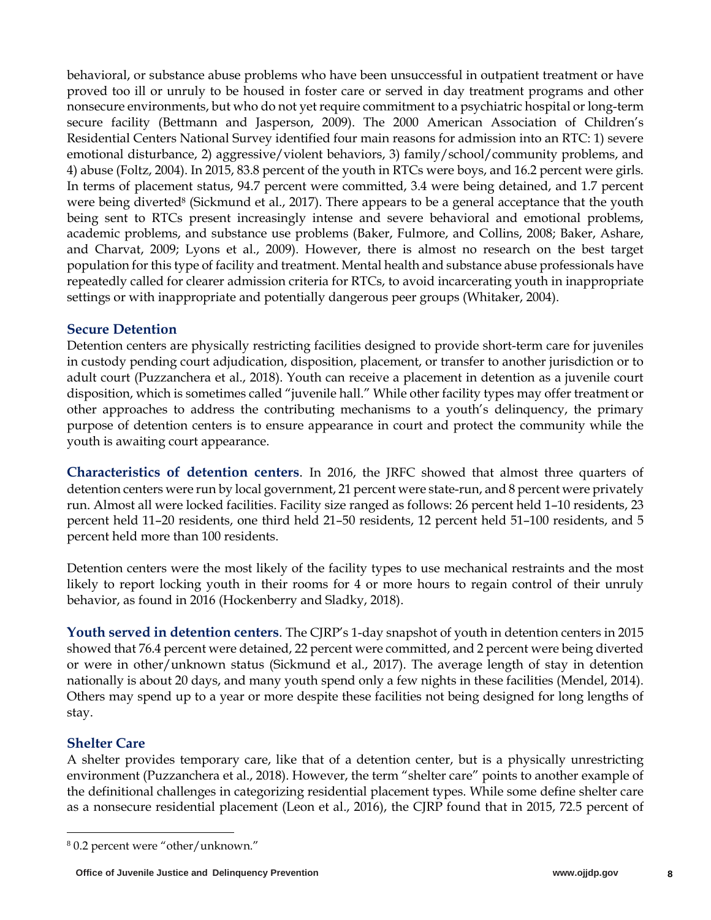behavioral, or substance abuse problems who have been unsuccessful in outpatient treatment or have proved too ill or unruly to be housed in foster care or served in day treatment programs and other nonsecure environments, but who do not yet require commitment to a psychiatric hospital or long-term secure facility (Bettmann and Jasperson, 2009). The 2000 American Association of Children's Residential Centers National Survey identified four main reasons for admission into an RTC: 1) severe emotional disturbance, 2) aggressive/violent behaviors, 3) family/school/community problems, and 4) abuse (Foltz, 2004). In 2015, 83.8 percent of the youth in RTCs were boys, and 16.2 percent were girls. In terms of placement status, 94.7 percent were committed, 3.4 were being detained, and 1.7 percent were being diverted[8] (Sickmund et al., 2017). There appears to be a general acceptance that the youth being sent to RTCs present increasingly intense and severe behavioral and emotional problems, academic problems, and substance use problems (Baker, Fulmore, and Collins, 2008; Baker, Ashare, and Charvat, 2009; Lyons et al., 2009). However, there is almost no research on the best target population for this type of facility and treatment. Mental health and substance abuse professionals have repeatedly called for clearer admission criteria for RTCs, to avoid incarcerating youth in inappropriate settings or with inappropriate and potentially dangerous peer groups (Whitaker, 2004).

### Secure Detention

Detention centers are physically restricting facilities designed to provide short-term care for juveniles in custody pending court adjudication, disposition, placement, or transfer to another jurisdiction or to adult court (Puzzanchera et al., 2018). Youth can receive a placement in detention as a juvenile court disposition, which is sometimes called "juvenile hall." While other facility types may offer treatment or other approaches to address the contributing mechanisms to a youth's delinquency, the primary purpose of detention centers is to ensure appearance in court and protect the community while the youth is awaiting court appearance.

**Characteristics of detention centers**. In 2016, the JRFC showed that almost three quarters of detention centers were run by local government, 21 percent were state-run, and 8 percent were privately run. Almost all were locked facilities. Facility size ranged as follows: 26 percent held 1–10 residents, 23 percent held 11–20 residents, one third held 21–50 residents, 12 percent held 51–100 residents, and 5 percent held more than 100 residents.

Detention centers were the most likely of the facility types to use mechanical restraints and the most likely to report locking youth in their rooms for 4 or more hours to regain control of their unruly behavior, as found in 2016 (Hockenberry and Sladky, 2018).

**Youth served in detention centers**. The CJRP's 1-day snapshot of youth in detention centers in 2015 showed that 76.4 percent were detained, 22 percent were committed, and 2 percent were being diverted or were in other/unknown status (Sickmund et al., 2017). The average length of stay in detention nationally is about 20 days, and many youth spend only a few nights in these facilities (Mendel, 2014). Others may spend up to a year or more despite these facilities not being designed for long lengths of stay.

### Shelter Care

A shelter provides temporary care, like that of a detention center, but is a physically unrestricting environment (Puzzanchera et al., 2018). However, the term "shelter care" points to another example of the definitional challenges in categorizing residential placement types. While some define shelter care as a nonsecure residential placement (Leon et al., 2016), the CJRP found that in 2015, 72.5 percent of

[8] 0.2 percent were "other/unknown."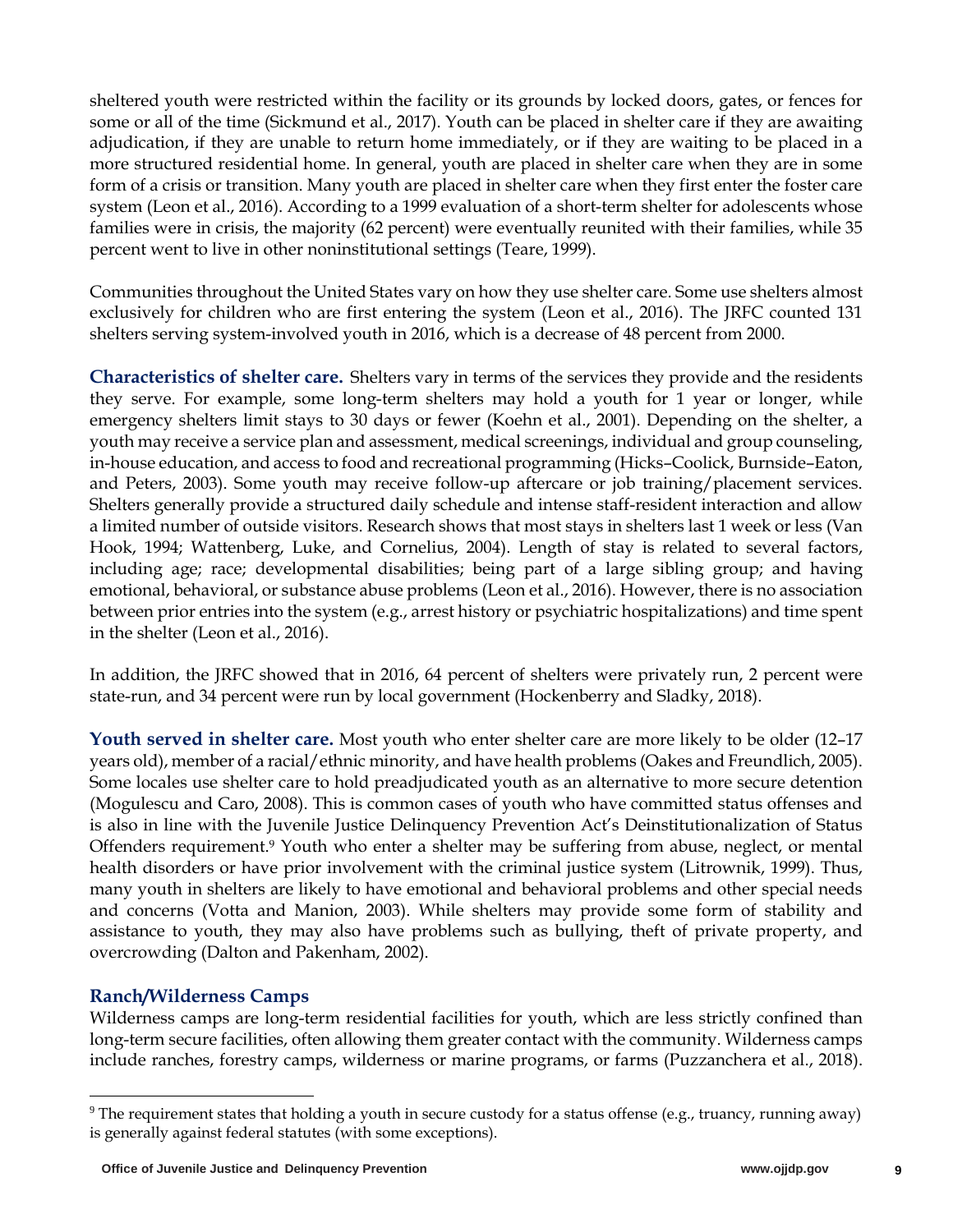sheltered youth were restricted within the facility or its grounds by locked doors, gates, or fences for some or all of the time (Sickmund et al., 2017). Youth can be placed in shelter care if they are awaiting adjudication, if they are unable to return home immediately, or if they are waiting to be placed in a more structured residential home. In general, youth are placed in shelter care when they are in some form of a crisis or transition. Many youth are placed in shelter care when they first enter the foster care system (Leon et al., 2016). According to a 1999 evaluation of a short-term shelter for adolescents whose families were in crisis, the majority (62 percent) were eventually reunited with their families, while 35 percent went to live in other noninstitutional settings (Teare, 1999).

Communities throughout the United States vary on how they use shelter care. Some use shelters almost exclusively for children who are first entering the system (Leon et al., 2016). The JRFC counted 131 shelters serving system-involved youth in 2016, which is a decrease of 48 percent from 2000.

**Characteristics of shelter care.** Shelters vary in terms of the services they provide and the residents they serve. For example, some long-term shelters may hold a youth for 1 year or longer, while emergency shelters limit stays to 30 days or fewer (Koehn et al., 2001). Depending on the shelter, a youth may receive a service plan and assessment, medical screenings, individual and group counseling, in-house education, and access to food and recreational programming (Hicks–Coolick, Burnside–Eaton, and Peters, 2003). Some youth may receive follow-up aftercare or job training/placement services. Shelters generally provide a structured daily schedule and intense staff-resident interaction and allow a limited number of outside visitors. Research shows that most stays in shelters last 1 week or less (Van Hook, 1994; Wattenberg, Luke, and Cornelius, 2004). Length of stay is related to several factors, including age; race; developmental disabilities; being part of a large sibling group; and having emotional, behavioral, or substance abuse problems (Leon et al., 2016). However, there is no association between prior entries into the system (e.g., arrest history or psychiatric hospitalizations) and time spent in the shelter (Leon et al., 2016).

In addition, the JRFC showed that in 2016, 64 percent of shelters were privately run, 2 percent were state-run, and 34 percent were run by local government (Hockenberry and Sladky, 2018).

**Youth served in shelter care.** Most youth who enter shelter care are more likely to be older (12–17 years old), member of a racial/ethnic minority, and have health problems (Oakes and Freundlich, 2005). Some locales use shelter care to hold preadjudicated youth as an alternative to more secure detention (Mogulescu and Caro, 2008). This is common cases of youth who have committed status offenses and is also in line with the Juvenile Justice Delinquency Prevention Act's Deinstitutionalization of Status Offenders requirement.[9] Youth who enter a shelter may be suffering from abuse, neglect, or mental health disorders or have prior involvement with the criminal justice system (Litrownik, 1999). Thus, many youth in shelters are likely to have emotional and behavioral problems and other special needs and concerns (Votta and Manion, 2003). While shelters may provide some form of stability and assistance to youth, they may also have problems such as bullying, theft of private property, and overcrowding (Dalton and Pakenham, 2002).

### Ranch/Wilderness Camps

Wilderness camps are long-term residential facilities for youth, which are less strictly confined than long-term secure facilities, often allowing them greater contact with the community. Wilderness camps include ranches, forestry camps, wilderness or marine programs, or farms (Puzzanchera et al., 2018).

[9] The requirement states that holding a youth in secure custody for a status offense (e.g., truancy, running away) is generally against federal statutes (with some exceptions).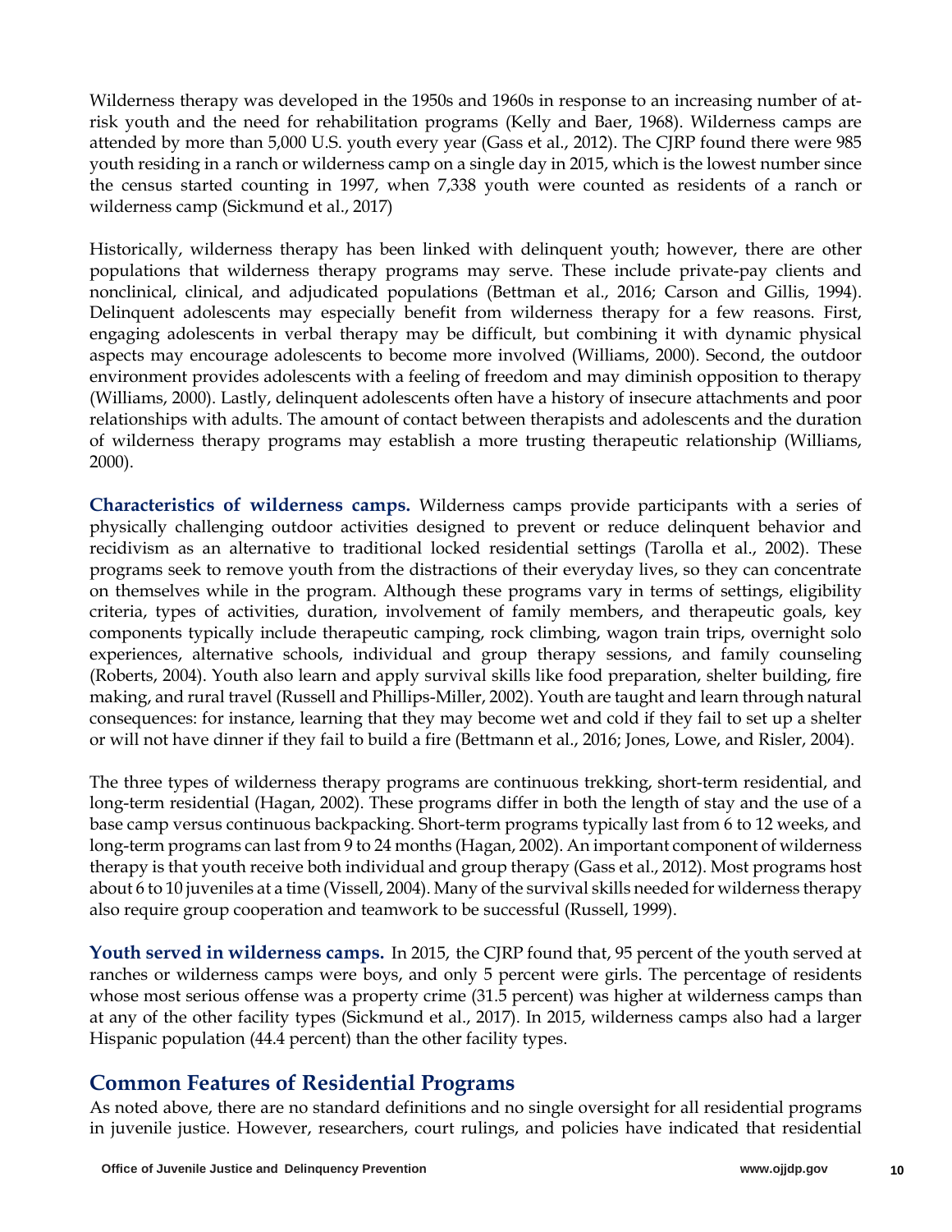Wilderness therapy was developed in the 1950s and 1960s in response to an increasing number of at-risk youth and the need for rehabilitation programs (Kelly and Baer, 1968). Wilderness camps are attended by more than 5,000 U.S. youth every year (Gass et al., 2012). The CJRP found there were 985 youth residing in a ranch or wilderness camp on a single day in 2015, which is the lowest number since the census started counting in 1997, when 7,338 youth were counted as residents of a ranch or wilderness camp (Sickmund et al., 2017)

Historically, wilderness therapy has been linked with delinquent youth; however, there are other populations that wilderness therapy programs may serve. These include private-pay clients and nonclinical, clinical, and adjudicated populations (Bettman et al., 2016; Carson and Gillis, 1994). Delinquent adolescents may especially benefit from wilderness therapy for a few reasons. First, engaging adolescents in verbal therapy may be difficult, but combining it with dynamic physical aspects may encourage adolescents to become more involved (Williams, 2000). Second, the outdoor environment provides adolescents with a feeling of freedom and may diminish opposition to therapy (Williams, 2000). Lastly, delinquent adolescents often have a history of insecure attachments and poor relationships with adults. The amount of contact between therapists and adolescents and the duration of wilderness therapy programs may establish a more trusting therapeutic relationship (Williams, 2000).

**Characteristics of wilderness camps.** Wilderness camps provide participants with a series of physically challenging outdoor activities designed to prevent or reduce delinquent behavior and recidivism as an alternative to traditional locked residential settings (Tarolla et al., 2002). These programs seek to remove youth from the distractions of their everyday lives, so they can concentrate on themselves while in the program. Although these programs vary in terms of settings, eligibility criteria, types of activities, duration, involvement of family members, and therapeutic goals, key components typically include therapeutic camping, rock climbing, wagon train trips, overnight solo experiences, alternative schools, individual and group therapy sessions, and family counseling (Roberts, 2004). Youth also learn and apply survival skills like food preparation, shelter building, fire making, and rural travel (Russell and Phillips-Miller, 2002). Youth are taught and learn through natural consequences: for instance, learning that they may become wet and cold if they fail to set up a shelter or will not have dinner if they fail to build a fire (Bettmann et al., 2016; Jones, Lowe, and Risler, 2004).

The three types of wilderness therapy programs are continuous trekking, short-term residential, and long-term residential (Hagan, 2002). These programs differ in both the length of stay and the use of a base camp versus continuous backpacking. Short-term programs typically last from 6 to 12 weeks, and long-term programs can last from 9 to 24 months (Hagan, 2002). An important component of wilderness therapy is that youth receive both individual and group therapy (Gass et al., 2012). Most programs host about 6 to 10 juveniles at a time (Vissell, 2004). Many of the survival skills needed for wilderness therapy also require group cooperation and teamwork to be successful (Russell, 1999).

**Youth served in wilderness camps.** In 2015, the CJRP found that, 95 percent of the youth served at ranches or wilderness camps were boys, and only 5 percent were girls. The percentage of residents whose most serious offense was a property crime (31.5 percent) was higher at wilderness camps than at any of the other facility types (Sickmund et al., 2017). In 2015, wilderness camps also had a larger Hispanic population (44.4 percent) than the other facility types.

## Common Features of Residential Programs

As noted above, there are no standard definitions and no single oversight for all residential programs in juvenile justice. However, researchers, court rulings, and policies have indicated that residential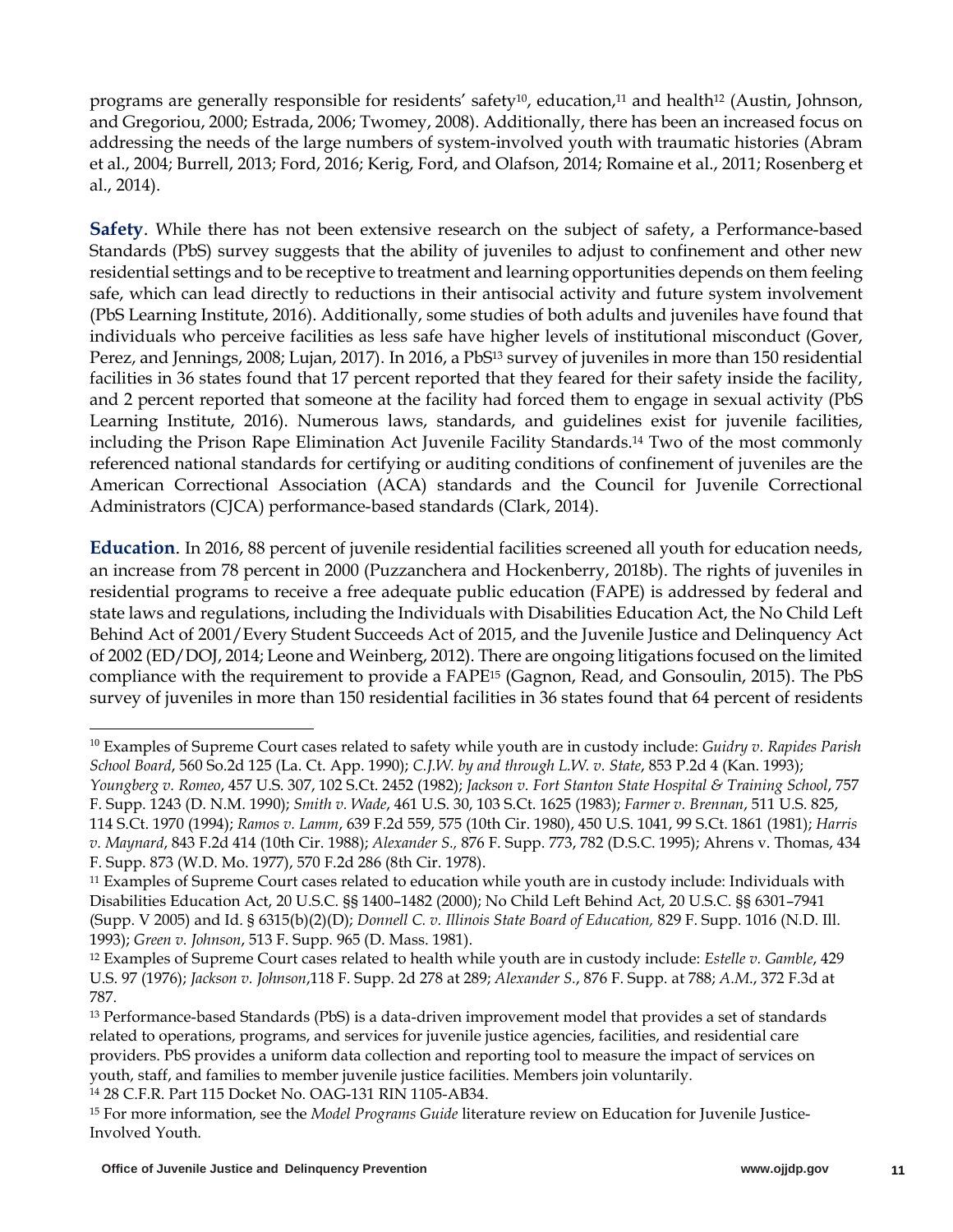programs are generally responsible for residents' safety[10], education,[11] and health[12] (Austin, Johnson, and Gregoriou, 2000; Estrada, 2006; Twomey, 2008). Additionally, there has been an increased focus on addressing the needs of the large numbers of system-involved youth with traumatic histories (Abram et al., 2004; Burrell, 2013; Ford, 2016; Kerig, Ford, and Olafson, 2014; Romaine et al., 2011; Rosenberg et al., 2014).

**Safety**. While there has not been extensive research on the subject of safety, a Performance-based Standards (PbS) survey suggests that the ability of juveniles to adjust to confinement and other new residential settings and to be receptive to treatment and learning opportunities depends on them feeling safe, which can lead directly to reductions in their antisocial activity and future system involvement (PbS Learning Institute, 2016). Additionally, some studies of both adults and juveniles have found that individuals who perceive facilities as less safe have higher levels of institutional misconduct (Gover, Perez, and Jennings, 2008; Lujan, 2017). In 2016, a PbS[13] survey of juveniles in more than 150 residential facilities in 36 states found that 17 percent reported that they feared for their safety inside the facility, and 2 percent reported that someone at the facility had forced them to engage in sexual activity (PbS Learning Institute, 2016). Numerous laws, standards, and guidelines exist for juvenile facilities, including the Prison Rape Elimination Act Juvenile Facility Standards.[14] Two of the most commonly referenced national standards for certifying or auditing conditions of confinement of juveniles are the American Correctional Association (ACA) standards and the Council for Juvenile Correctional Administrators (CJCA) performance-based standards (Clark, 2014).

**Education**. In 2016, 88 percent of juvenile residential facilities screened all youth for education needs, an increase from 78 percent in 2000 (Puzzanchera and Hockenberry, 2018b). The rights of juveniles in residential programs to receive a free adequate public education (FAPE) is addressed by federal and state laws and regulations, including the Individuals with Disabilities Education Act, the No Child Left Behind Act of 2001/Every Student Succeeds Act of 2015, and the Juvenile Justice and Delinquency Act of 2002 (ED/DOJ, 2014; Leone and Weinberg, 2012). There are ongoing litigations focused on the limited compliance with the requirement to provide a FAPE[15] (Gagnon, Read, and Gonsoulin, 2015). The PbS survey of juveniles in more than 150 residential facilities in 36 states found that 64 percent of residents

---

[10] Examples of Supreme Court cases related to safety while youth are in custody include: *Guidry v. Rapides Parish School Board*, 560 So.2d 125 (La. Ct. App. 1990); *C.J.W. by and through L.W. v. State*, 853 P.2d 4 (Kan. 1993); *Youngberg v. Romeo*, 457 U.S. 307, 102 S.Ct. 2452 (1982); *Jackson v. Fort Stanton State Hospital & Training School*, 757 F. Supp. 1243 (D. N.M. 1990); *Smith v. Wade*, 461 U.S. 30, 103 S.Ct. 1625 (1983); *Farmer v. Brennan*, 511 U.S. 825, 114 S.Ct. 1970 (1994); *Ramos v. Lamm*, 639 F.2d 559, 575 (10th Cir. 1980), 450 U.S. 1041, 99 S.Ct. 1861 (1981); *Harris v. Maynard*, 843 F.2d 414 (10th Cir. 1988); *Alexander S.,* 876 F. Supp. 773, 782 (D.S.C. 1995); Ahrens v. Thomas, 434 F. Supp. 873 (W.D. Mo. 1977), 570 F.2d 286 (8th Cir. 1978).

[11] Examples of Supreme Court cases related to education while youth are in custody include: Individuals with Disabilities Education Act, 20 U.S.C. §§ 1400–1482 (2000); No Child Left Behind Act, 20 U.S.C. §§ 6301–7941 (Supp. V 2005) and Id. § 6315(b)(2)(D); *Donnell C. v. Illinois State Board of Education,* 829 F. Supp. 1016 (N.D. Ill. 1993); *Green v. Johnson*, 513 F. Supp. 965 (D. Mass. 1981).

[12] Examples of Supreme Court cases related to health while youth are in custody include: *Estelle v. Gamble*, 429 U.S. 97 (1976); *Jackson v. Johnson*,118 F. Supp. 2d 278 at 289; *Alexander S.*, 876 F. Supp. at 788; *A.M.*, 372 F.3d at 787.

[13] Performance-based Standards (PbS) is a data-driven improvement model that provides a set of standards related to operations, programs, and services for juvenile justice agencies, facilities, and residential care providers. PbS provides a uniform data collection and reporting tool to measure the impact of services on youth, staff, and families to member juvenile justice facilities. Members join voluntarily.

[14] 28 C.F.R. Part 115 Docket No. OAG-131 RIN 1105-AB34.

[15] For more information, see the *Model Programs Guide* literature review on Education for Juvenile Justice-Involved Youth.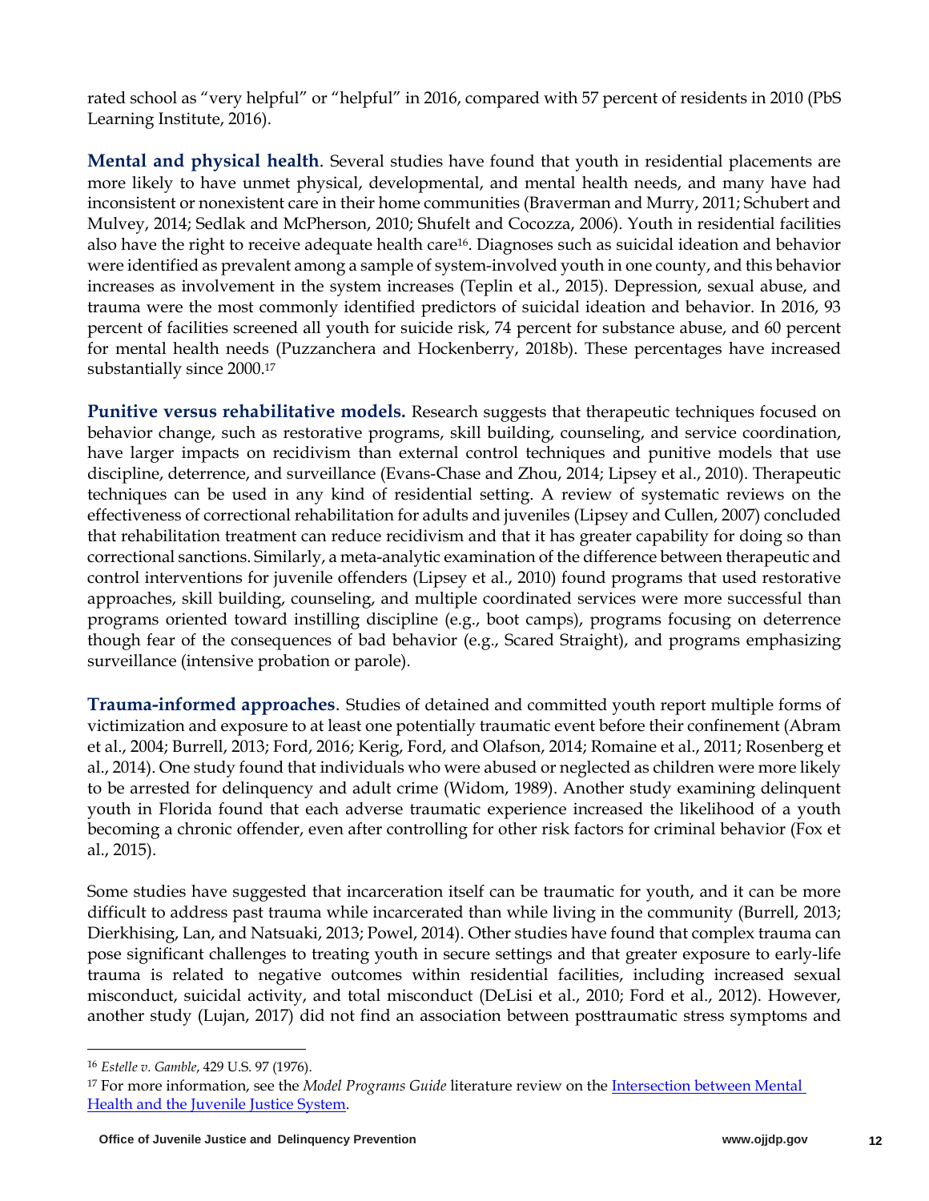rated school as "very helpful" or "helpful" in 2016, compared with 57 percent of residents in 2010 (PbS Learning Institute, 2016).

**Mental and physical health**. Several studies have found that youth in residential placements are more likely to have unmet physical, developmental, and mental health needs, and many have had inconsistent or nonexistent care in their home communities (Braverman and Murry, 2011; Schubert and Mulvey, 2014; Sedlak and McPherson, 2010; Shufelt and Cocozza, 2006). Youth in residential facilities also have the right to receive adequate health care[16]. Diagnoses such as suicidal ideation and behavior were identified as prevalent among a sample of system-involved youth in one county, and this behavior increases as involvement in the system increases (Teplin et al., 2015). Depression, sexual abuse, and trauma were the most commonly identified predictors of suicidal ideation and behavior. In 2016, 93 percent of facilities screened all youth for suicide risk, 74 percent for substance abuse, and 60 percent for mental health needs (Puzzanchera and Hockenberry, 2018b). These percentages have increased substantially since 2000.[17]

**Punitive versus rehabilitative models.** Research suggests that therapeutic techniques focused on behavior change, such as restorative programs, skill building, counseling, and service coordination, have larger impacts on recidivism than external control techniques and punitive models that use discipline, deterrence, and surveillance (Evans-Chase and Zhou, 2014; Lipsey et al., 2010). Therapeutic techniques can be used in any kind of residential setting. A review of systematic reviews on the effectiveness of correctional rehabilitation for adults and juveniles (Lipsey and Cullen, 2007) concluded that rehabilitation treatment can reduce recidivism and that it has greater capability for doing so than correctional sanctions. Similarly, a meta-analytic examination of the difference between therapeutic and control interventions for juvenile offenders (Lipsey et al., 2010) found programs that used restorative approaches, skill building, counseling, and multiple coordinated services were more successful than programs oriented toward instilling discipline (e.g., boot camps), programs focusing on deterrence though fear of the consequences of bad behavior (e.g., Scared Straight), and programs emphasizing surveillance (intensive probation or parole).

**Trauma-informed approaches**. Studies of detained and committed youth report multiple forms of victimization and exposure to at least one potentially traumatic event before their confinement (Abram et al., 2004; Burrell, 2013; Ford, 2016; Kerig, Ford, and Olafson, 2014; Romaine et al., 2011; Rosenberg et al., 2014). One study found that individuals who were abused or neglected as children were more likely to be arrested for delinquency and adult crime (Widom, 1989). Another study examining delinquent youth in Florida found that each adverse traumatic experience increased the likelihood of a youth becoming a chronic offender, even after controlling for other risk factors for criminal behavior (Fox et al., 2015).

Some studies have suggested that incarceration itself can be traumatic for youth, and it can be more difficult to address past trauma while incarcerated than while living in the community (Burrell, 2013; Dierkhising, Lan, and Natsuaki, 2013; Powel, 2014). Other studies have found that complex trauma can pose significant challenges to treating youth in secure settings and that greater exposure to early-life trauma is related to negative outcomes within residential facilities, including increased sexual misconduct, suicidal activity, and total misconduct (DeLisi et al., 2010; Ford et al., 2012). However, another study (Lujan, 2017) did not find an association between posttraumatic stress symptoms and

---

[16] *Estelle v. Gamble*, 429 U.S. 97 (1976).

[17] For more information, see the *Model Programs Guide* literature review on the Intersection between Mental Health and the Juvenile Justice System.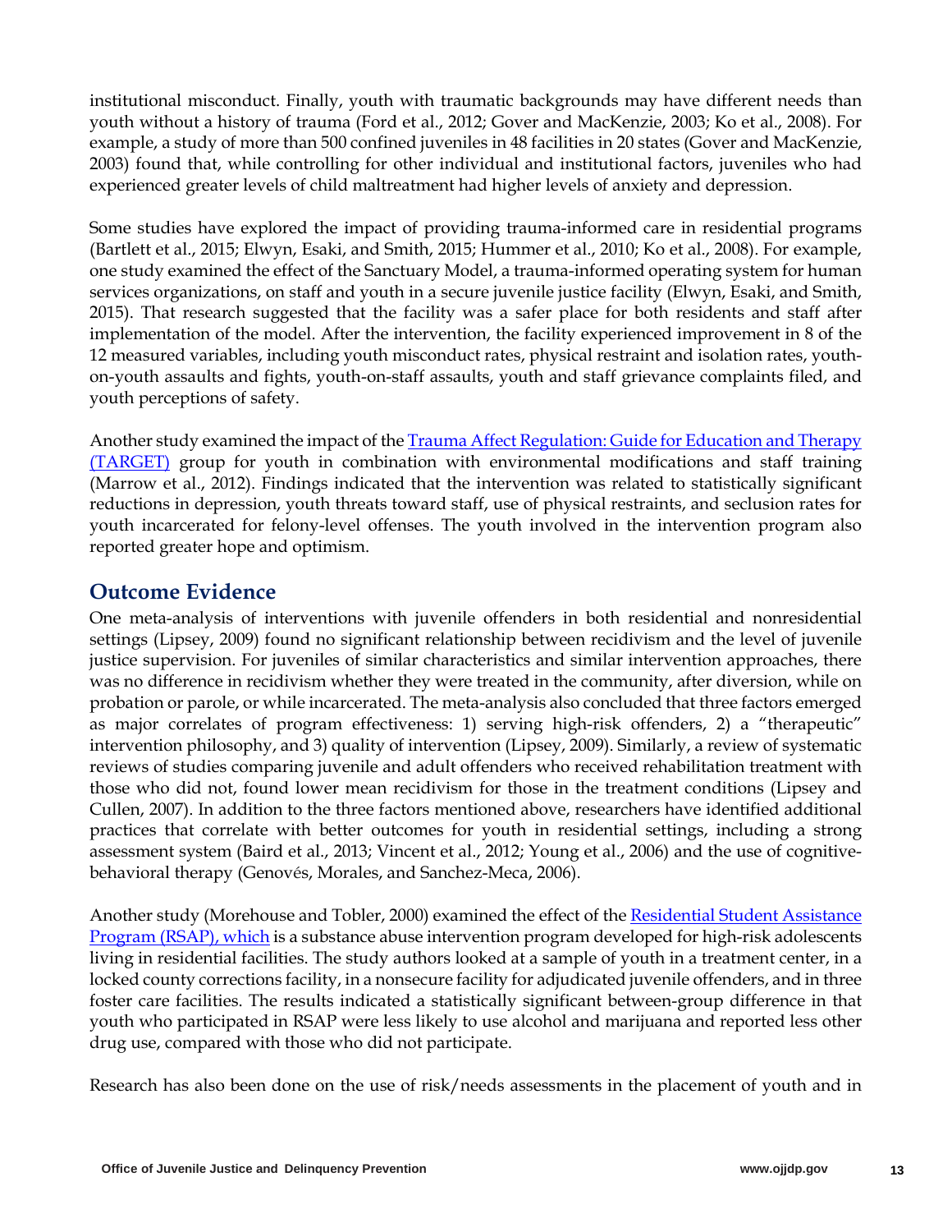institutional misconduct. Finally, youth with traumatic backgrounds may have different needs than youth without a history of trauma (Ford et al., 2012; Gover and MacKenzie, 2003; Ko et al., 2008). For example, a study of more than 500 confined juveniles in 48 facilities in 20 states (Gover and MacKenzie, 2003) found that, while controlling for other individual and institutional factors, juveniles who had experienced greater levels of child maltreatment had higher levels of anxiety and depression.

Some studies have explored the impact of providing trauma-informed care in residential programs (Bartlett et al., 2015; Elwyn, Esaki, and Smith, 2015; Hummer et al., 2010; Ko et al., 2008). For example, one study examined the effect of the Sanctuary Model, a trauma-informed operating system for human services organizations, on staff and youth in a secure juvenile justice facility (Elwyn, Esaki, and Smith, 2015). That research suggested that the facility was a safer place for both residents and staff after implementation of the model. After the intervention, the facility experienced improvement in 8 of the 12 measured variables, including youth misconduct rates, physical restraint and isolation rates, youth-on-youth assaults and fights, youth-on-staff assaults, youth and staff grievance complaints filed, and youth perceptions of safety.

Another study examined the impact of the Trauma Affect Regulation: Guide for Education and Therapy (TARGET) group for youth in combination with environmental modifications and staff training (Marrow et al., 2012). Findings indicated that the intervention was related to statistically significant reductions in depression, youth threats toward staff, use of physical restraints, and seclusion rates for youth incarcerated for felony-level offenses. The youth involved in the intervention program also reported greater hope and optimism.

## Outcome Evidence

One meta-analysis of interventions with juvenile offenders in both residential and nonresidential settings (Lipsey, 2009) found no significant relationship between recidivism and the level of juvenile justice supervision. For juveniles of similar characteristics and similar intervention approaches, there was no difference in recidivism whether they were treated in the community, after diversion, while on probation or parole, or while incarcerated. The meta-analysis also concluded that three factors emerged as major correlates of program effectiveness: 1) serving high-risk offenders, 2) a "therapeutic" intervention philosophy, and 3) quality of intervention (Lipsey, 2009). Similarly, a review of systematic reviews of studies comparing juvenile and adult offenders who received rehabilitation treatment with those who did not, found lower mean recidivism for those in the treatment conditions (Lipsey and Cullen, 2007). In addition to the three factors mentioned above, researchers have identified additional practices that correlate with better outcomes for youth in residential settings, including a strong assessment system (Baird et al., 2013; Vincent et al., 2012; Young et al., 2006) and the use of cognitive-behavioral therapy (Genovés, Morales, and Sanchez-Meca, 2006).

Another study (Morehouse and Tobler, 2000) examined the effect of the Residential Student Assistance Program (RSAP), which is a substance abuse intervention program developed for high-risk adolescents living in residential facilities. The study authors looked at a sample of youth in a treatment center, in a locked county corrections facility, in a nonsecure facility for adjudicated juvenile offenders, and in three foster care facilities. The results indicated a statistically significant between-group difference in that youth who participated in RSAP were less likely to use alcohol and marijuana and reported less other drug use, compared with those who did not participate.

Research has also been done on the use of risk/needs assessments in the placement of youth and in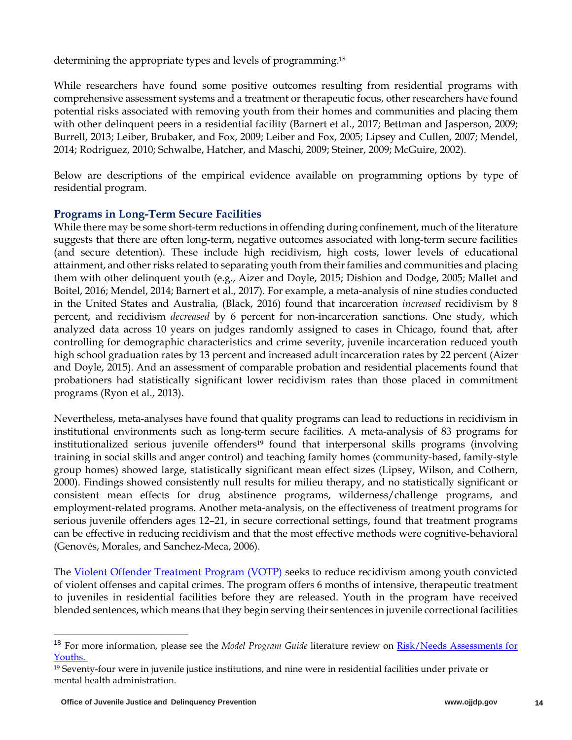determining the appropriate types and levels of programming.[18]

While researchers have found some positive outcomes resulting from residential programs with comprehensive assessment systems and a treatment or therapeutic focus, other researchers have found potential risks associated with removing youth from their homes and communities and placing them with other delinquent peers in a residential facility (Barnert et al., 2017; Bettman and Jasperson, 2009; Burrell, 2013; Leiber, Brubaker, and Fox, 2009; Leiber and Fox, 2005; Lipsey and Cullen, 2007; Mendel, 2014; Rodriguez, 2010; Schwalbe, Hatcher, and Maschi, 2009; Steiner, 2009; McGuire, 2002).

Below are descriptions of the empirical evidence available on programming options by type of residential program.

### Programs in Long-Term Secure Facilities

While there may be some short-term reductions in offending during confinement, much of the literature suggests that there are often long-term, negative outcomes associated with long-term secure facilities (and secure detention). These include high recidivism, high costs, lower levels of educational attainment, and other risks related to separating youth from their families and communities and placing them with other delinquent youth (e.g., Aizer and Doyle, 2015; Dishion and Dodge, 2005; Mallet and Boitel, 2016; Mendel, 2014; Barnert et al., 2017). For example, a meta-analysis of nine studies conducted in the United States and Australia, (Black, 2016) found that incarceration *increased* recidivism by 8 percent, and recidivism *decreased* by 6 percent for non-incarceration sanctions. One study, which analyzed data across 10 years on judges randomly assigned to cases in Chicago, found that, after controlling for demographic characteristics and crime severity, juvenile incarceration reduced youth high school graduation rates by 13 percent and increased adult incarceration rates by 22 percent (Aizer and Doyle, 2015). And an assessment of comparable probation and residential placements found that probationers had statistically significant lower recidivism rates than those placed in commitment programs (Ryon et al., 2013).

Nevertheless, meta-analyses have found that quality programs can lead to reductions in recidivism in institutional environments such as long-term secure facilities. A meta-analysis of 83 programs for institutionalized serious juvenile offenders[19] found that interpersonal skills programs (involving training in social skills and anger control) and teaching family homes (community-based, family-style group homes) showed large, statistically significant mean effect sizes (Lipsey, Wilson, and Cothern, 2000). Findings showed consistently null results for milieu therapy, and no statistically significant or consistent mean effects for drug abstinence programs, wilderness/challenge programs, and employment-related programs. Another meta-analysis, on the effectiveness of treatment programs for serious juvenile offenders ages 12–21, in secure correctional settings, found that treatment programs can be effective in reducing recidivism and that the most effective methods were cognitive-behavioral (Genovés, Morales, and Sanchez-Meca, 2006).

The [Violent Offender Treatment Program (VOTP)] seeks to reduce recidivism among youth convicted of violent offenses and capital crimes. The program offers 6 months of intensive, therapeutic treatment to juveniles in residential facilities before they are released. Youth in the program have received blended sentences, which means that they begin serving their sentences in juvenile correctional facilities

---

[18] For more information, please see the *Model Program Guide* literature review on [Risk/Needs Assessments for Youths.]

[19] Seventy-four were in juvenile justice institutions, and nine were in residential facilities under private or mental health administration.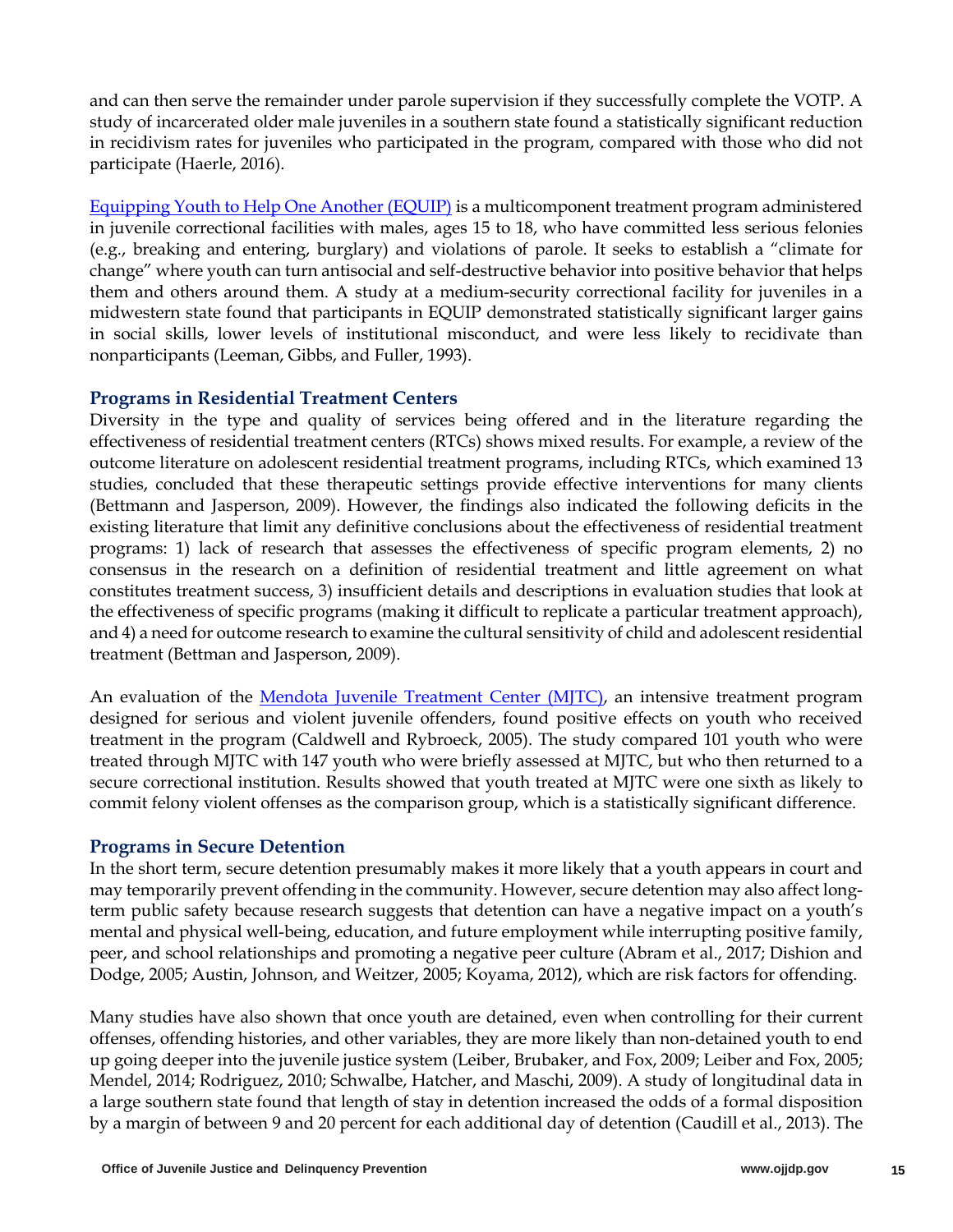and can then serve the remainder under parole supervision if they successfully complete the VOTP. A study of incarcerated older male juveniles in a southern state found a statistically significant reduction in recidivism rates for juveniles who participated in the program, compared with those who did not participate (Haerle, 2016).

[Equipping Youth to Help One Another (EQUIP)](#) is a multicomponent treatment program administered in juvenile correctional facilities with males, ages 15 to 18, who have committed less serious felonies (e.g., breaking and entering, burglary) and violations of parole. It seeks to establish a "climate for change" where youth can turn antisocial and self-destructive behavior into positive behavior that helps them and others around them. A study at a medium-security correctional facility for juveniles in a midwestern state found that participants in EQUIP demonstrated statistically significant larger gains in social skills, lower levels of institutional misconduct, and were less likely to recidivate than nonparticipants (Leeman, Gibbs, and Fuller, 1993).

### Programs in Residential Treatment Centers

Diversity in the type and quality of services being offered and in the literature regarding the effectiveness of residential treatment centers (RTCs) shows mixed results. For example, a review of the outcome literature on adolescent residential treatment programs, including RTCs, which examined 13 studies, concluded that these therapeutic settings provide effective interventions for many clients (Bettmann and Jasperson, 2009). However, the findings also indicated the following deficits in the existing literature that limit any definitive conclusions about the effectiveness of residential treatment programs: 1) lack of research that assesses the effectiveness of specific program elements, 2) no consensus in the research on a definition of residential treatment and little agreement on what constitutes treatment success, 3) insufficient details and descriptions in evaluation studies that look at the effectiveness of specific programs (making it difficult to replicate a particular treatment approach), and 4) a need for outcome research to examine the cultural sensitivity of child and adolescent residential treatment (Bettman and Jasperson, 2009).

An evaluation of the [Mendota Juvenile Treatment Center (MJTC)](#), an intensive treatment program designed for serious and violent juvenile offenders, found positive effects on youth who received treatment in the program (Caldwell and Rybroeck, 2005). The study compared 101 youth who were treated through MJTC with 147 youth who were briefly assessed at MJTC, but who then returned to a secure correctional institution. Results showed that youth treated at MJTC were one sixth as likely to commit felony violent offenses as the comparison group, which is a statistically significant difference.

### Programs in Secure Detention

In the short term, secure detention presumably makes it more likely that a youth appears in court and may temporarily prevent offending in the community. However, secure detention may also affect long-term public safety because research suggests that detention can have a negative impact on a youth's mental and physical well-being, education, and future employment while interrupting positive family, peer, and school relationships and promoting a negative peer culture (Abram et al., 2017; Dishion and Dodge, 2005; Austin, Johnson, and Weitzer, 2005; Koyama, 2012), which are risk factors for offending.

Many studies have also shown that once youth are detained, even when controlling for their current offenses, offending histories, and other variables, they are more likely than non-detained youth to end up going deeper into the juvenile justice system (Leiber, Brubaker, and Fox, 2009; Leiber and Fox, 2005; Mendel, 2014; Rodriguez, 2010; Schwalbe, Hatcher, and Maschi, 2009). A study of longitudinal data in a large southern state found that length of stay in detention increased the odds of a formal disposition by a margin of between 9 and 20 percent for each additional day of detention (Caudill et al., 2013). The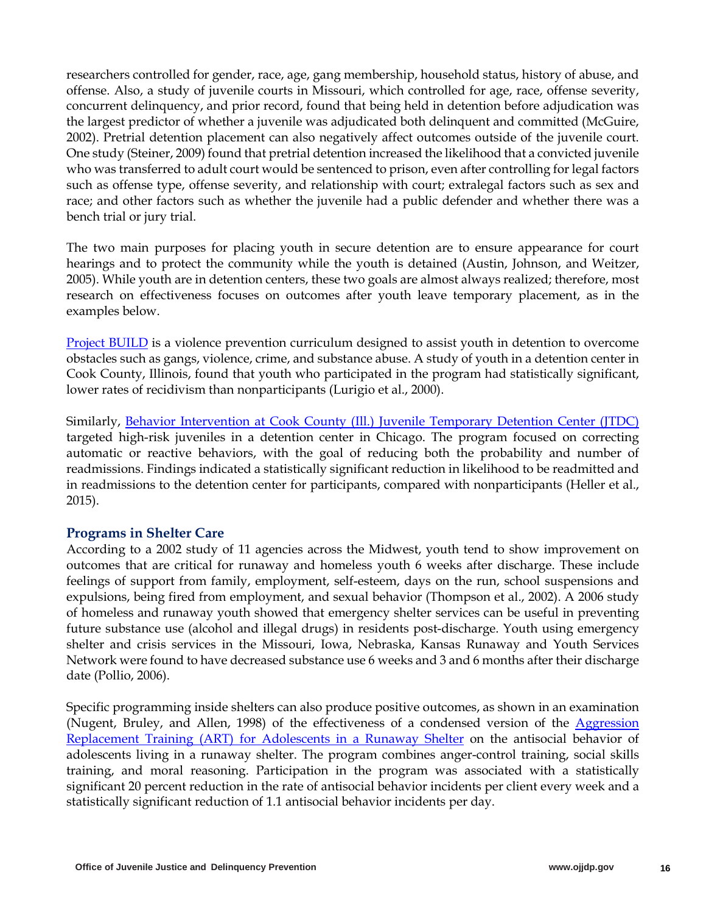researchers controlled for gender, race, age, gang membership, household status, history of abuse, and offense. Also, a study of juvenile courts in Missouri, which controlled for age, race, offense severity, concurrent delinquency, and prior record, found that being held in detention before adjudication was the largest predictor of whether a juvenile was adjudicated both delinquent and committed (McGuire, 2002). Pretrial detention placement can also negatively affect outcomes outside of the juvenile court. One study (Steiner, 2009) found that pretrial detention increased the likelihood that a convicted juvenile who was transferred to adult court would be sentenced to prison, even after controlling for legal factors such as offense type, offense severity, and relationship with court; extralegal factors such as sex and race; and other factors such as whether the juvenile had a public defender and whether there was a bench trial or jury trial.

The two main purposes for placing youth in secure detention are to ensure appearance for court hearings and to protect the community while the youth is detained (Austin, Johnson, and Weitzer, 2005). While youth are in detention centers, these two goals are almost always realized; therefore, most research on effectiveness focuses on outcomes after youth leave temporary placement, as in the examples below.

Project BUILD is a violence prevention curriculum designed to assist youth in detention to overcome obstacles such as gangs, violence, crime, and substance abuse. A study of youth in a detention center in Cook County, Illinois, found that youth who participated in the program had statistically significant, lower rates of recidivism than nonparticipants (Lurigio et al., 2000).

Similarly, Behavior Intervention at Cook County (Ill.) Juvenile Temporary Detention Center (JTDC) targeted high-risk juveniles in a detention center in Chicago. The program focused on correcting automatic or reactive behaviors, with the goal of reducing both the probability and number of readmissions. Findings indicated a statistically significant reduction in likelihood to be readmitted and in readmissions to the detention center for participants, compared with nonparticipants (Heller et al., 2015).

### Programs in Shelter Care

According to a 2002 study of 11 agencies across the Midwest, youth tend to show improvement on outcomes that are critical for runaway and homeless youth 6 weeks after discharge. These include feelings of support from family, employment, self-esteem, days on the run, school suspensions and expulsions, being fired from employment, and sexual behavior (Thompson et al., 2002). A 2006 study of homeless and runaway youth showed that emergency shelter services can be useful in preventing future substance use (alcohol and illegal drugs) in residents post-discharge. Youth using emergency shelter and crisis services in the Missouri, Iowa, Nebraska, Kansas Runaway and Youth Services Network were found to have decreased substance use 6 weeks and 3 and 6 months after their discharge date (Pollio, 2006).

Specific programming inside shelters can also produce positive outcomes, as shown in an examination (Nugent, Bruley, and Allen, 1998) of the effectiveness of a condensed version of the Aggression Replacement Training (ART) for Adolescents in a Runaway Shelter on the antisocial behavior of adolescents living in a runaway shelter. The program combines anger-control training, social skills training, and moral reasoning. Participation in the program was associated with a statistically significant 20 percent reduction in the rate of antisocial behavior incidents per client every week and a statistically significant reduction of 1.1 antisocial behavior incidents per day.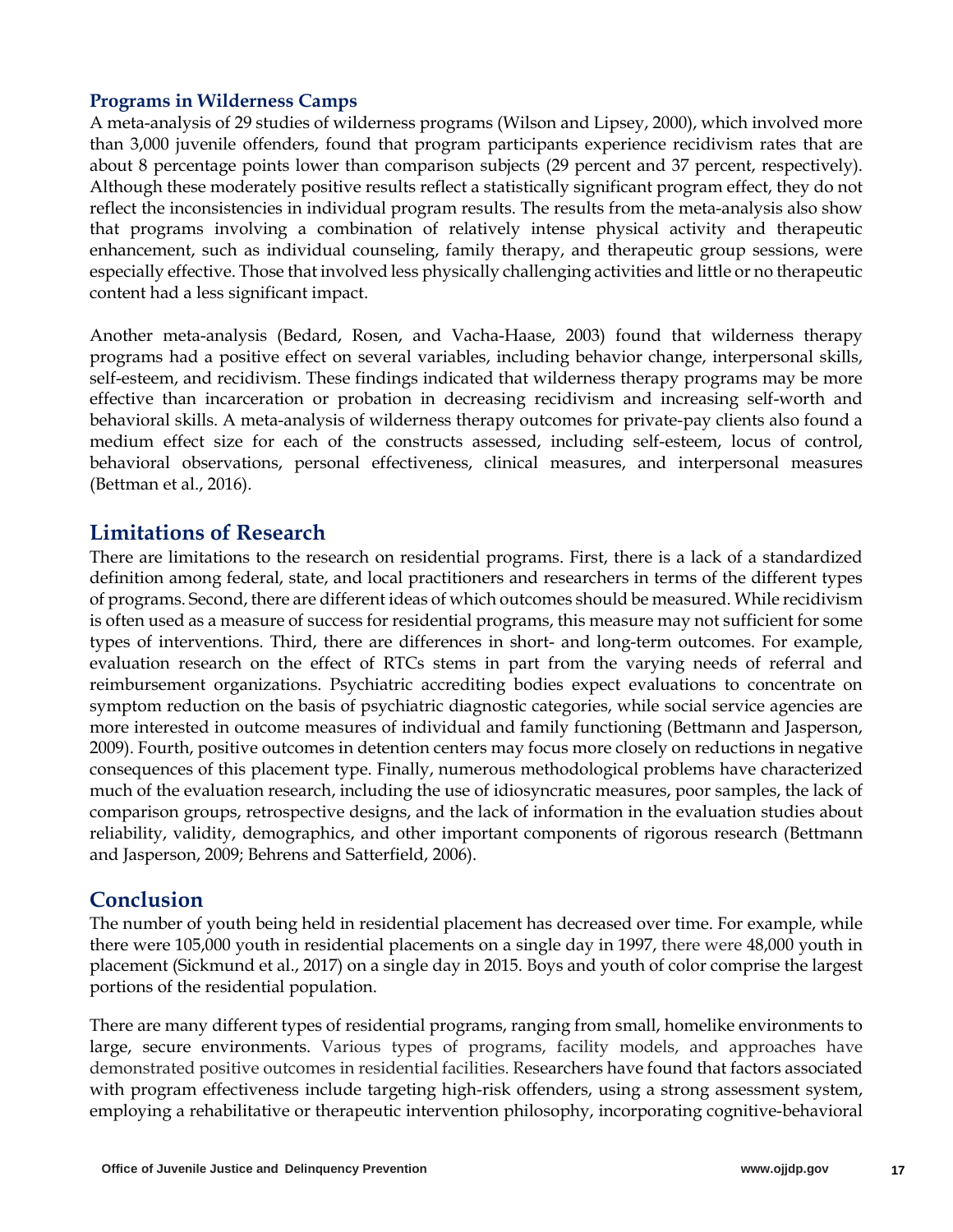### Programs in Wilderness Camps

A meta-analysis of 29 studies of wilderness programs (Wilson and Lipsey, 2000), which involved more than 3,000 juvenile offenders, found that program participants experience recidivism rates that are about 8 percentage points lower than comparison subjects (29 percent and 37 percent, respectively). Although these moderately positive results reflect a statistically significant program effect, they do not reflect the inconsistencies in individual program results. The results from the meta-analysis also show that programs involving a combination of relatively intense physical activity and therapeutic enhancement, such as individual counseling, family therapy, and therapeutic group sessions, were especially effective. Those that involved less physically challenging activities and little or no therapeutic content had a less significant impact.

Another meta-analysis (Bedard, Rosen, and Vacha-Haase, 2003) found that wilderness therapy programs had a positive effect on several variables, including behavior change, interpersonal skills, self-esteem, and recidivism. These findings indicated that wilderness therapy programs may be more effective than incarceration or probation in decreasing recidivism and increasing self-worth and behavioral skills. A meta-analysis of wilderness therapy outcomes for private-pay clients also found a medium effect size for each of the constructs assessed, including self-esteem, locus of control, behavioral observations, personal effectiveness, clinical measures, and interpersonal measures (Bettman et al., 2016).

## Limitations of Research

There are limitations to the research on residential programs. First, there is a lack of a standardized definition among federal, state, and local practitioners and researchers in terms of the different types of programs. Second, there are different ideas of which outcomes should be measured. While recidivism is often used as a measure of success for residential programs, this measure may not sufficient for some types of interventions. Third, there are differences in short- and long-term outcomes. For example, evaluation research on the effect of RTCs stems in part from the varying needs of referral and reimbursement organizations. Psychiatric accrediting bodies expect evaluations to concentrate on symptom reduction on the basis of psychiatric diagnostic categories, while social service agencies are more interested in outcome measures of individual and family functioning (Bettmann and Jasperson, 2009). Fourth, positive outcomes in detention centers may focus more closely on reductions in negative consequences of this placement type. Finally, numerous methodological problems have characterized much of the evaluation research, including the use of idiosyncratic measures, poor samples, the lack of comparison groups, retrospective designs, and the lack of information in the evaluation studies about reliability, validity, demographics, and other important components of rigorous research (Bettmann and Jasperson, 2009; Behrens and Satterfield, 2006).

## Conclusion

The number of youth being held in residential placement has decreased over time. For example, while there were 105,000 youth in residential placements on a single day in 1997, there were 48,000 youth in placement (Sickmund et al., 2017) on a single day in 2015. Boys and youth of color comprise the largest portions of the residential population.

There are many different types of residential programs, ranging from small, homelike environments to large, secure environments. Various types of programs, facility models, and approaches have demonstrated positive outcomes in residential facilities. Researchers have found that factors associated with program effectiveness include targeting high-risk offenders, using a strong assessment system, employing a rehabilitative or therapeutic intervention philosophy, incorporating cognitive-behavioral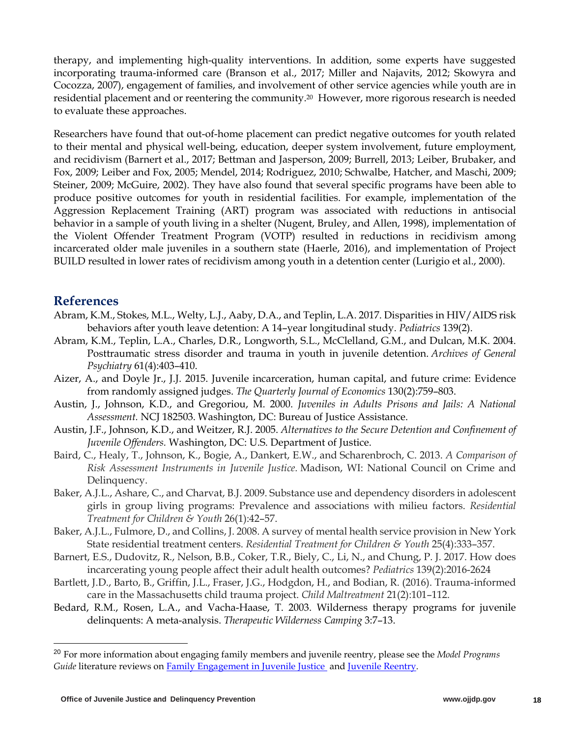therapy, and implementing high-quality interventions. In addition, some experts have suggested incorporating trauma-informed care (Branson et al., 2017; Miller and Najavits, 2012; Skowyra and Cocozza, 2007), engagement of families, and involvement of other service agencies while youth are in residential placement and or reentering the community.[20] However, more rigorous research is needed to evaluate these approaches.

Researchers have found that out-of-home placement can predict negative outcomes for youth related to their mental and physical well-being, education, deeper system involvement, future employment, and recidivism (Barnert et al., 2017; Bettman and Jasperson, 2009; Burrell, 2013; Leiber, Brubaker, and Fox, 2009; Leiber and Fox, 2005; Mendel, 2014; Rodriguez, 2010; Schwalbe, Hatcher, and Maschi, 2009; Steiner, 2009; McGuire, 2002). They have also found that several specific programs have been able to produce positive outcomes for youth in residential facilities. For example, implementation of the Aggression Replacement Training (ART) program was associated with reductions in antisocial behavior in a sample of youth living in a shelter (Nugent, Bruley, and Allen, 1998), implementation of the Violent Offender Treatment Program (VOTP) resulted in reductions in recidivism among incarcerated older male juveniles in a southern state (Haerle, 2016), and implementation of Project BUILD resulted in lower rates of recidivism among youth in a detention center (Lurigio et al., 2000).

## References

Abram, K.M., Stokes, M.L., Welty, L.J., Aaby, D.A., and Teplin, L.A. 2017. Disparities in HIV/AIDS risk behaviors after youth leave detention: A 14–year longitudinal study. *Pediatrics* 139(2).

Abram, K.M., Teplin, L.A., Charles, D.R., Longworth, S.L., McClelland, G.M., and Dulcan, M.K. 2004. Posttraumatic stress disorder and trauma in youth in juvenile detention. *Archives of General Psychiatry* 61(4):403–410.

Aizer, A., and Doyle Jr., J.J. 2015. Juvenile incarceration, human capital, and future crime: Evidence from randomly assigned judges. *The Quarterly Journal of Economics* 130(2):759–803.

Austin, J., Johnson, K.D., and Gregoriou, M. 2000. *Juveniles in Adults Prisons and Jails: A National Assessment.* NCJ 182503. Washington, DC: Bureau of Justice Assistance.

Austin, J.F., Johnson, K.D., and Weitzer, R.J. 2005. *Alternatives to the Secure Detention and Confinement of Juvenile Offenders.* Washington, DC: U.S. Department of Justice.

Baird, C., Healy, T., Johnson, K., Bogie, A., Dankert, E.W., and Scharenbroch, C. 2013. *A Comparison of Risk Assessment Instruments in Juvenile Justice.* Madison, WI: National Council on Crime and Delinquency.

Baker, A.J.L., Ashare, C., and Charvat, B.J. 2009. Substance use and dependency disorders in adolescent girls in group living programs: Prevalence and associations with milieu factors. *Residential Treatment for Children & Youth* 26(1):42–57.

Baker, A.J.L., Fulmore, D., and Collins, J. 2008. A survey of mental health service provision in New York State residential treatment centers. *Residential Treatment for Children & Youth* 25(4):333–357.

Barnert, E.S., Dudovitz, R., Nelson, B.B., Coker, T.R., Biely, C., Li, N., and Chung, P. J. 2017. How does incarcerating young people affect their adult health outcomes? *Pediatrics* 139(2):2016-2624

Bartlett, J.D., Barto, B., Griffin, J.L., Fraser, J.G., Hodgdon, H., and Bodian, R. (2016). Trauma-informed care in the Massachusetts child trauma project. *Child Maltreatment* 21(2):101–112.

Bedard, R.M., Rosen, L.A., and Vacha-Haase, T. 2003. Wilderness therapy programs for juvenile delinquents: A meta-analysis. *Therapeutic Wilderness Camping* 3:7–13.

---

[20] For more information about engaging family members and juvenile reentry, please see the *Model Programs Guide* literature reviews on Family Engagement in Juvenile Justice and Juvenile Reentry.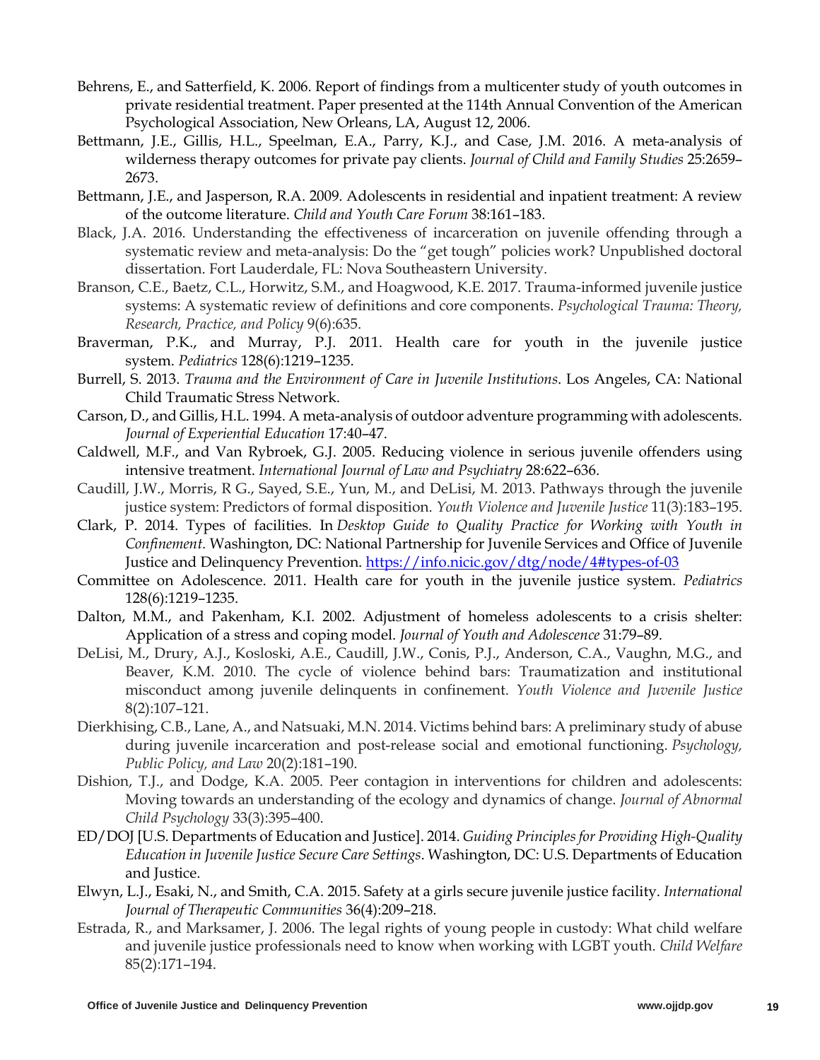Behrens, E., and Satterfield, K. 2006. Report of findings from a multicenter study of youth outcomes in private residential treatment. Paper presented at the 114th Annual Convention of the American Psychological Association, New Orleans, LA, August 12, 2006.

Bettmann, J.E., Gillis, H.L., Speelman, E.A., Parry, K.J., and Case, J.M. 2016. A meta-analysis of wilderness therapy outcomes for private pay clients. *Journal of Child and Family Studies* 25:2659–2673.

Bettmann, J.E., and Jasperson, R.A. 2009. Adolescents in residential and inpatient treatment: A review of the outcome literature. *Child and Youth Care Forum* 38:161–183.

Black, J.A. 2016. Understanding the effectiveness of incarceration on juvenile offending through a systematic review and meta-analysis: Do the "get tough" policies work? Unpublished doctoral dissertation. Fort Lauderdale, FL: Nova Southeastern University.

Branson, C.E., Baetz, C.L., Horwitz, S.M., and Hoagwood, K.E. 2017. Trauma-informed juvenile justice systems: A systematic review of definitions and core components. *Psychological Trauma: Theory, Research, Practice, and Policy* 9(6):635.

Braverman, P.K., and Murray, P.J. 2011. Health care for youth in the juvenile justice system. *Pediatrics* 128(6):1219–1235.

Burrell, S. 2013. *Trauma and the Environment of Care in Juvenile Institutions*. Los Angeles, CA: National Child Traumatic Stress Network.

Carson, D., and Gillis, H.L. 1994. A meta-analysis of outdoor adventure programming with adolescents. *Journal of Experiential Education* 17:40–47.

Caldwell, M.F., and Van Rybroek, G.J. 2005. Reducing violence in serious juvenile offenders using intensive treatment. *International Journal of Law and Psychiatry* 28:622–636.

Caudill, J.W., Morris, R G., Sayed, S.E., Yun, M., and DeLisi, M. 2013. Pathways through the juvenile justice system: Predictors of formal disposition. *Youth Violence and Juvenile Justice* 11(3):183–195.

Clark, P. 2014. Types of facilities. In *Desktop Guide to Quality Practice for Working with Youth in Confinement*. Washington, DC: National Partnership for Juvenile Services and Office of Juvenile Justice and Delinquency Prevention. https://info.nicic.gov/dtg/node/4#types-of-03

Committee on Adolescence. 2011. Health care for youth in the juvenile justice system. *Pediatrics* 128(6):1219–1235.

Dalton, M.M., and Pakenham, K.I. 2002. Adjustment of homeless adolescents to a crisis shelter: Application of a stress and coping model. *Journal of Youth and Adolescence* 31:79–89.

DeLisi, M., Drury, A.J., Kosloski, A.E., Caudill, J.W., Conis, P.J., Anderson, C.A., Vaughn, M.G., and Beaver, K.M. 2010. The cycle of violence behind bars: Traumatization and institutional misconduct among juvenile delinquents in confinement. *Youth Violence and Juvenile Justice* 8(2):107–121.

Dierkhising, C.B., Lane, A., and Natsuaki, M.N. 2014. Victims behind bars: A preliminary study of abuse during juvenile incarceration and post-release social and emotional functioning. *Psychology, Public Policy, and Law* 20(2):181–190.

Dishion, T.J., and Dodge, K.A. 2005. Peer contagion in interventions for children and adolescents: Moving towards an understanding of the ecology and dynamics of change. *Journal of Abnormal Child Psychology* 33(3):395–400.

ED/DOJ [U.S. Departments of Education and Justice]. 2014. *Guiding Principles for Providing High-Quality Education in Juvenile Justice Secure Care Settings*. Washington, DC: U.S. Departments of Education and Justice.

Elwyn, L.J., Esaki, N., and Smith, C.A. 2015. Safety at a girls secure juvenile justice facility. *International Journal of Therapeutic Communities* 36(4):209–218.

Estrada, R., and Marksamer, J. 2006. The legal rights of young people in custody: What child welfare and juvenile justice professionals need to know when working with LGBT youth. *Child Welfare* 85(2):171–194.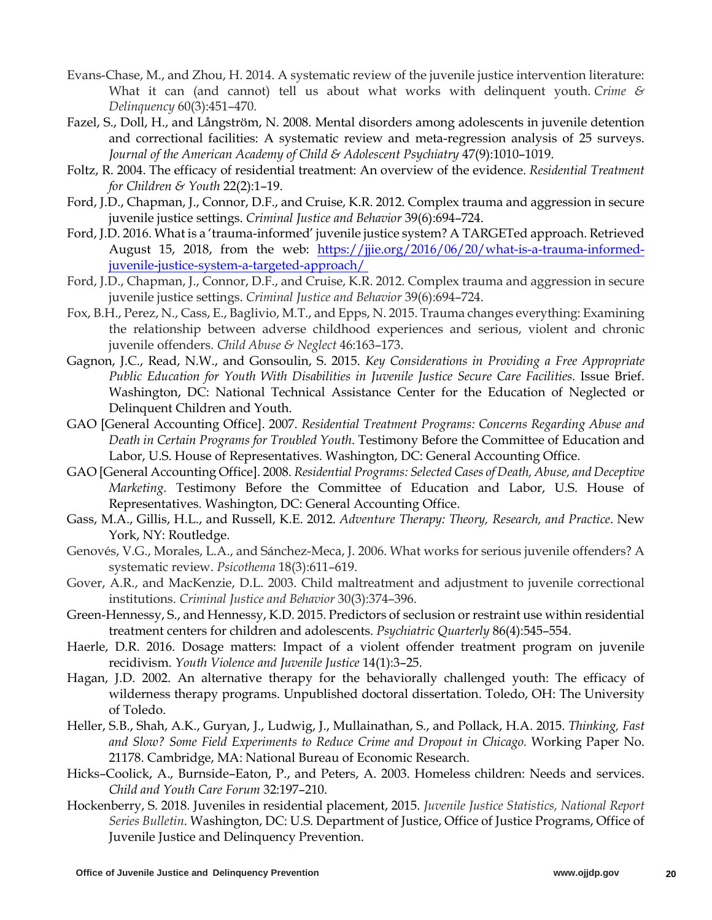Evans-Chase, M., and Zhou, H. 2014. A systematic review of the juvenile justice intervention literature: What it can (and cannot) tell us about what works with delinquent youth. *Crime & Delinquency* 60(3):451–470.

Fazel, S., Doll, H., and Långström, N. 2008. Mental disorders among adolescents in juvenile detention and correctional facilities: A systematic review and meta-regression analysis of 25 surveys. *Journal of the American Academy of Child & Adolescent Psychiatry* 47(9):1010–1019.

Foltz, R. 2004. The efficacy of residential treatment: An overview of the evidence. *Residential Treatment for Children & Youth* 22(2):1–19.

Ford, J.D., Chapman, J., Connor, D.F., and Cruise, K.R. 2012. Complex trauma and aggression in secure juvenile justice settings. *Criminal Justice and Behavior* 39(6):694–724.

Ford, J.D. 2016. What is a 'trauma-informed' juvenile justice system? A TARGETed approach. Retrieved August 15, 2018, from the web: [https://jjie.org/2016/06/20/what-is-a-trauma-informed-juvenile-justice-system-a-targeted-approach/](https://jjie.org/2016/06/20/what-is-a-trauma-informed-juvenile-justice-system-a-targeted-approach/)

Ford, J.D., Chapman, J., Connor, D.F., and Cruise, K.R. 2012. Complex trauma and aggression in secure juvenile justice settings. *Criminal Justice and Behavior* 39(6):694–724.

Fox, B.H., Perez, N., Cass, E., Baglivio, M.T., and Epps, N. 2015. Trauma changes everything: Examining the relationship between adverse childhood experiences and serious, violent and chronic juvenile offenders. *Child Abuse & Neglect* 46:163–173.

Gagnon, J.C., Read, N.W., and Gonsoulin, S. 2015. *Key Considerations in Providing a Free Appropriate Public Education for Youth With Disabilities in Juvenile Justice Secure Care Facilities.* Issue Brief. Washington, DC: National Technical Assistance Center for the Education of Neglected or Delinquent Children and Youth.

GAO [General Accounting Office]. 2007. *Residential Treatment Programs: Concerns Regarding Abuse and Death in Certain Programs for Troubled Youth.* Testimony Before the Committee of Education and Labor, U.S. House of Representatives. Washington, DC: General Accounting Office.

GAO [General Accounting Office]. 2008. *Residential Programs: Selected Cases of Death, Abuse, and Deceptive Marketing.* Testimony Before the Committee of Education and Labor, U.S. House of Representatives. Washington, DC: General Accounting Office.

Gass, M.A., Gillis, H.L., and Russell, K.E. 2012. *Adventure Therapy: Theory, Research, and Practice*. New York, NY: Routledge.

Genovés, V.G., Morales, L.A., and Sánchez-Meca, J. 2006. What works for serious juvenile offenders? A systematic review. *Psicothema* 18(3):611–619.

Gover, A.R., and MacKenzie, D.L. 2003. Child maltreatment and adjustment to juvenile correctional institutions. *Criminal Justice and Behavior* 30(3):374–396.

Green-Hennessy, S., and Hennessy, K.D. 2015. Predictors of seclusion or restraint use within residential treatment centers for children and adolescents. *Psychiatric Quarterly* 86(4):545–554.

Haerle, D.R. 2016. Dosage matters: Impact of a violent offender treatment program on juvenile recidivism. *Youth Violence and Juvenile Justice* 14(1):3–25.

Hagan, J.D. 2002. An alternative therapy for the behaviorally challenged youth: The efficacy of wilderness therapy programs. Unpublished doctoral dissertation. Toledo, OH: The University of Toledo.

Heller, S.B., Shah, A.K., Guryan, J., Ludwig, J., Mullainathan, S., and Pollack, H.A. 2015. *Thinking, Fast and Slow? Some Field Experiments to Reduce Crime and Dropout in Chicago.* Working Paper No. 21178. Cambridge, MA: National Bureau of Economic Research.

Hicks–Coolick, A., Burnside–Eaton, P., and Peters, A. 2003. Homeless children: Needs and services. *Child and Youth Care Forum* 32:197–210.

Hockenberry, S. 2018. Juveniles in residential placement, 2015. *Juvenile Justice Statistics, National Report Series Bulletin*. Washington, DC: U.S. Department of Justice, Office of Justice Programs, Office of Juvenile Justice and Delinquency Prevention.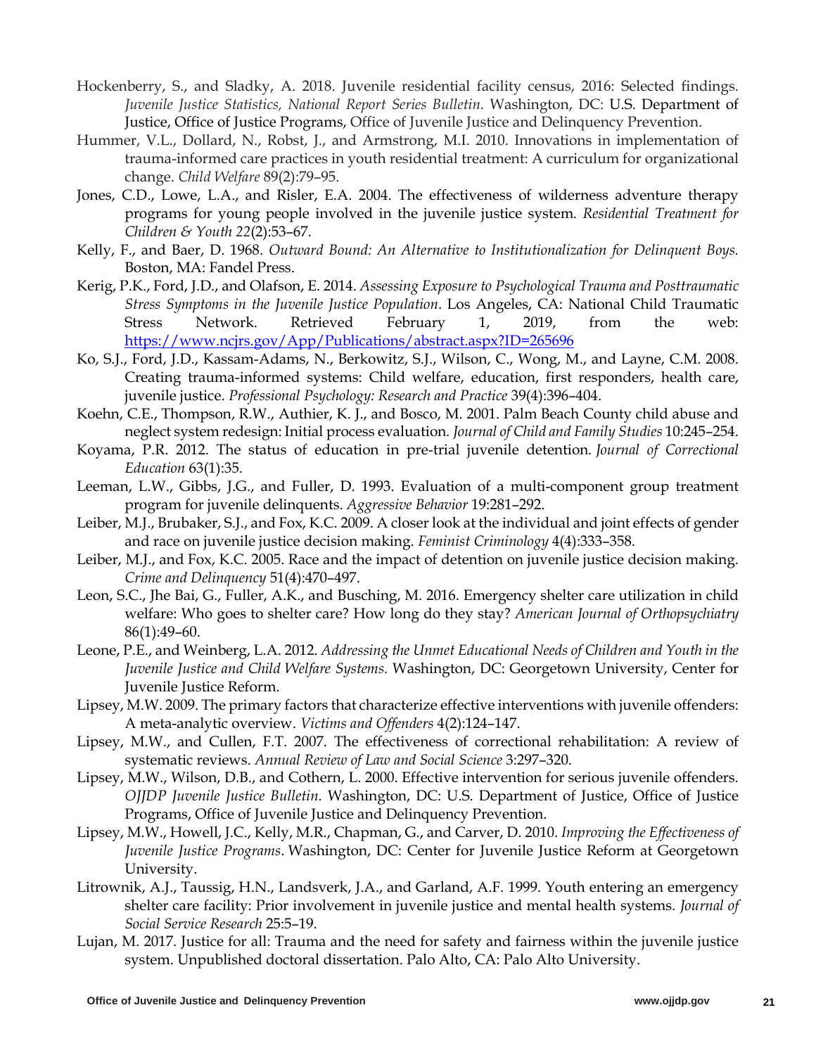Hockenberry, S., and Sladky, A. 2018. Juvenile residential facility census, 2016: Selected findings. *Juvenile Justice Statistics, National Report Series Bulletin.* Washington, DC: U.S. Department of Justice, Office of Justice Programs, Office of Juvenile Justice and Delinquency Prevention.

Hummer, V.L., Dollard, N., Robst, J., and Armstrong, M.I. 2010. Innovations in implementation of trauma-informed care practices in youth residential treatment: A curriculum for organizational change. *Child Welfare* 89(2):79–95.

Jones, C.D., Lowe, L.A., and Risler, E.A. 2004. The effectiveness of wilderness adventure therapy programs for young people involved in the juvenile justice system. *Residential Treatment for Children & Youth 22*(2):53–67.

Kelly, F., and Baer, D. 1968. *Outward Bound: An Alternative to Institutionalization for Delinquent Boys.* Boston, MA: Fandel Press.

Kerig, P.K., Ford, J.D., and Olafson, E. 2014. *Assessing Exposure to Psychological Trauma and Posttraumatic Stress Symptoms in the Juvenile Justice Population*. Los Angeles, CA: National Child Traumatic Stress Network. Retrieved February 1, 2019, from the web: https://www.ncjrs.gov/App/Publications/abstract.aspx?ID=265696

Ko, S.J., Ford, J.D., Kassam-Adams, N., Berkowitz, S.J., Wilson, C., Wong, M., and Layne, C.M. 2008. Creating trauma-informed systems: Child welfare, education, first responders, health care, juvenile justice. *Professional Psychology: Research and Practice* 39(4):396–404.

Koehn, C.E., Thompson, R.W., Authier, K. J., and Bosco, M. 2001. Palm Beach County child abuse and neglect system redesign: Initial process evaluation. *Journal of Child and Family Studies* 10:245–254.

Koyama, P.R. 2012. The status of education in pre-trial juvenile detention. *Journal of Correctional Education* 63(1):35.

Leeman, L.W., Gibbs, J.G., and Fuller, D. 1993. Evaluation of a multi-component group treatment program for juvenile delinquents. *Aggressive Behavior* 19:281–292.

Leiber, M.J., Brubaker, S.J., and Fox, K.C. 2009. A closer look at the individual and joint effects of gender and race on juvenile justice decision making. *Feminist Criminology* 4(4):333–358.

Leiber, M.J., and Fox, K.C. 2005. Race and the impact of detention on juvenile justice decision making. *Crime and Delinquency* 51(4):470–497.

Leon, S.C., Jhe Bai, G., Fuller, A.K., and Busching, M. 2016. Emergency shelter care utilization in child welfare: Who goes to shelter care? How long do they stay? *American Journal of Orthopsychiatry* 86(1):49–60.

Leone, P.E., and Weinberg, L.A. 2012. *Addressing the Unmet Educational Needs of Children and Youth in the Juvenile Justice and Child Welfare Systems.* Washington, DC: Georgetown University, Center for Juvenile Justice Reform.

Lipsey, M.W. 2009. The primary factors that characterize effective interventions with juvenile offenders: A meta-analytic overview. *Victims and Offenders* 4(2):124–147.

Lipsey, M.W., and Cullen, F.T. 2007. The effectiveness of correctional rehabilitation: A review of systematic reviews. *Annual Review of Law and Social Science* 3:297–320.

Lipsey, M.W., Wilson, D.B., and Cothern, L. 2000. Effective intervention for serious juvenile offenders. *OJJDP Juvenile Justice Bulletin.* Washington, DC: U.S. Department of Justice, Office of Justice Programs, Office of Juvenile Justice and Delinquency Prevention.

Lipsey, M.W., Howell, J.C., Kelly, M.R., Chapman, G., and Carver, D. 2010. *Improving the Effectiveness of Juvenile Justice Programs*. Washington, DC: Center for Juvenile Justice Reform at Georgetown University.

Litrownik, A.J., Taussig, H.N., Landsverk, J.A., and Garland, A.F. 1999. Youth entering an emergency shelter care facility: Prior involvement in juvenile justice and mental health systems. *Journal of Social Service Research* 25:5–19.

Lujan, M. 2017. Justice for all: Trauma and the need for safety and fairness within the juvenile justice system. Unpublished doctoral dissertation. Palo Alto, CA: Palo Alto University.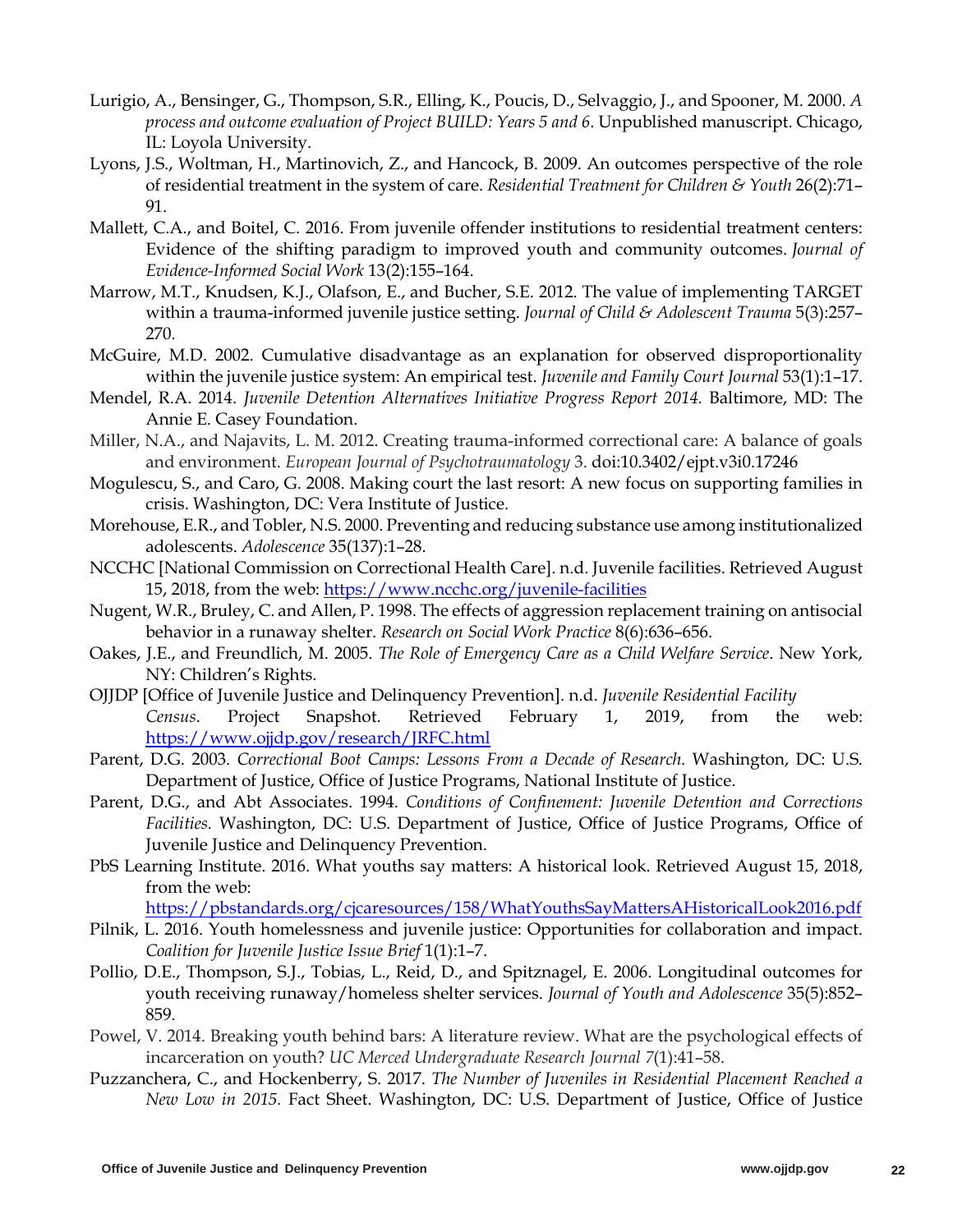Lurigio, A., Bensinger, G., Thompson, S.R., Elling, K., Poucis, D., Selvaggio, J., and Spooner, M. 2000. *A process and outcome evaluation of Project BUILD: Years 5 and 6*. Unpublished manuscript. Chicago, IL: Loyola University.

Lyons, J.S., Woltman, H., Martinovich, Z., and Hancock, B. 2009. An outcomes perspective of the role of residential treatment in the system of care. *Residential Treatment for Children & Youth* 26(2):71–91.

Mallett, C.A., and Boitel, C. 2016. From juvenile offender institutions to residential treatment centers: Evidence of the shifting paradigm to improved youth and community outcomes. *Journal of Evidence-Informed Social Work* 13(2):155–164.

Marrow, M.T., Knudsen, K.J., Olafson, E., and Bucher, S.E. 2012. The value of implementing TARGET within a trauma-informed juvenile justice setting. *Journal of Child & Adolescent Trauma* 5(3):257–270.

McGuire, M.D. 2002. Cumulative disadvantage as an explanation for observed disproportionality within the juvenile justice system: An empirical test. *Juvenile and Family Court Journal* 53(1):1–17.

Mendel, R.A. 2014. *Juvenile Detention Alternatives Initiative Progress Report 2014.* Baltimore, MD: The Annie E. Casey Foundation.

Miller, N.A., and Najavits, L. M. 2012. Creating trauma-informed correctional care: A balance of goals and environment. *European Journal of Psychotraumatology* 3. doi:10.3402/ejpt.v3i0.17246

Mogulescu, S., and Caro, G. 2008. Making court the last resort: A new focus on supporting families in crisis. Washington, DC: Vera Institute of Justice.

Morehouse, E.R., and Tobler, N.S. 2000. Preventing and reducing substance use among institutionalized adolescents. *Adolescence* 35(137):1–28.

NCCHC [National Commission on Correctional Health Care]. n.d. Juvenile facilities. Retrieved August 15, 2018, from the web: https://www.ncchc.org/juvenile-facilities

Nugent, W.R., Bruley, C. and Allen, P. 1998. The effects of aggression replacement training on antisocial behavior in a runaway shelter. *Research on Social Work Practice* 8(6):636–656.

Oakes, J.E., and Freundlich, M. 2005. *The Role of Emergency Care as a Child Welfare Service*. New York, NY: Children's Rights.

OJJDP [Office of Juvenile Justice and Delinquency Prevention]. n.d. *Juvenile Residential Facility Census*. Project Snapshot. Retrieved February 1, 2019, from the web: https://www.ojjdp.gov/research/JRFC.html

Parent, D.G. 2003. *Correctional Boot Camps: Lessons From a Decade of Research.* Washington, DC: U.S. Department of Justice, Office of Justice Programs, National Institute of Justice.

Parent, D.G., and Abt Associates. 1994. *Conditions of Confinement: Juvenile Detention and Corrections Facilities.* Washington, DC: U.S. Department of Justice, Office of Justice Programs, Office of Juvenile Justice and Delinquency Prevention.

PbS Learning Institute. 2016. What youths say matters: A historical look. Retrieved August 15, 2018, from the web: https://pbstandards.org/cjcaresources/158/WhatYouthsSayMattersAHistoricalLook2016.pdf

Pilnik, L. 2016. Youth homelessness and juvenile justice: Opportunities for collaboration and impact. *Coalition for Juvenile Justice Issue Brief* 1(1):1–7.

Pollio, D.E., Thompson, S.J., Tobias, L., Reid, D., and Spitznagel, E. 2006. Longitudinal outcomes for youth receiving runaway/homeless shelter services. *Journal of Youth and Adolescence* 35(5):852–859.

Powel, V. 2014. Breaking youth behind bars: A literature review. What are the psychological effects of incarceration on youth? *UC Merced Undergraduate Research Journal 7*(1):41–58.

Puzzanchera, C., and Hockenberry, S. 2017. *The Number of Juveniles in Residential Placement Reached a New Low in 2015.* Fact Sheet. Washington, DC: U.S. Department of Justice, Office of Justice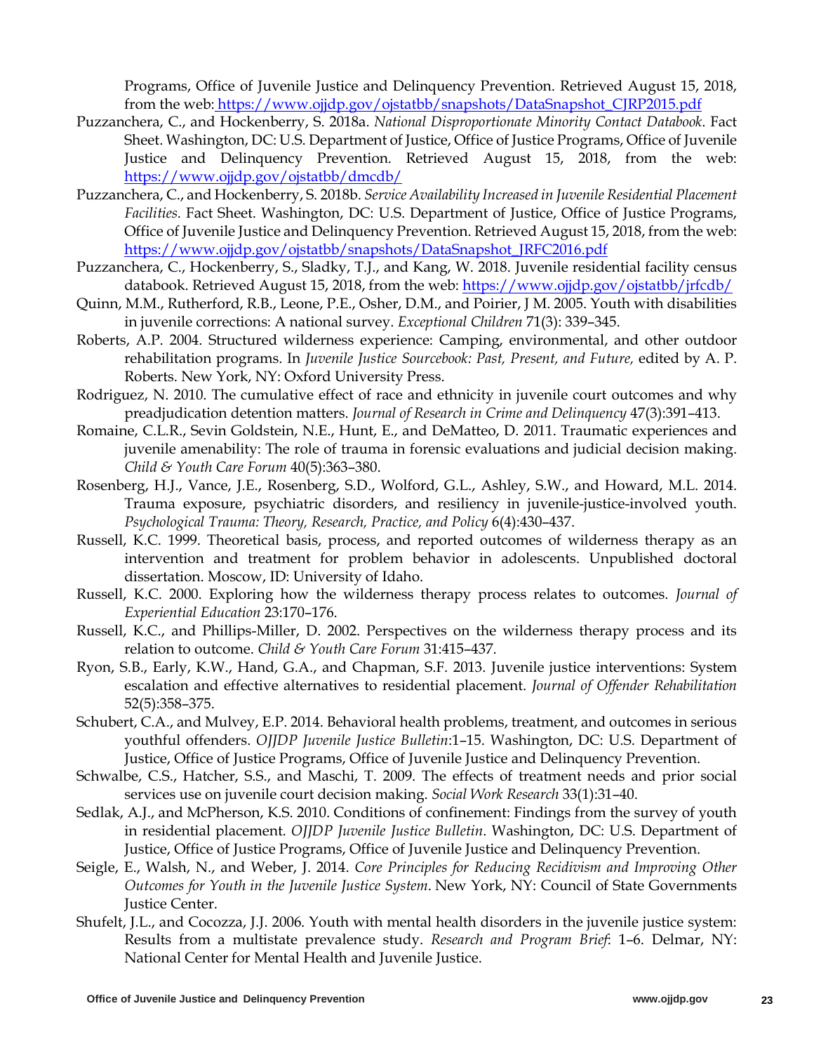Programs, Office of Juvenile Justice and Delinquency Prevention. Retrieved August 15, 2018, from the web: https://www.ojjdp.gov/ojstatbb/snapshots/DataSnapshot_CJRP2015.pdf

Puzzanchera, C., and Hockenberry, S. 2018a. *National Disproportionate Minority Contact Databook*. Fact Sheet. Washington, DC: U.S. Department of Justice, Office of Justice Programs, Office of Juvenile Justice and Delinquency Prevention. Retrieved August 15, 2018, from the web: https://www.ojjdp.gov/ojstatbb/dmcdb/

Puzzanchera, C., and Hockenberry, S. 2018b. *Service Availability Increased in Juvenile Residential Placement Facilities.* Fact Sheet. Washington, DC: U.S. Department of Justice, Office of Justice Programs, Office of Juvenile Justice and Delinquency Prevention. Retrieved August 15, 2018, from the web: https://www.ojjdp.gov/ojstatbb/snapshots/DataSnapshot_JRFC2016.pdf

Puzzanchera, C., Hockenberry, S., Sladky, T.J., and Kang, W. 2018. Juvenile residential facility census databook. Retrieved August 15, 2018, from the web: https://www.ojjdp.gov/ojstatbb/jrfcdb/

Quinn, M.M., Rutherford, R.B., Leone, P.E., Osher, D.M., and Poirier, J M. 2005. Youth with disabilities in juvenile corrections: A national survey. *Exceptional Children* 71(3): 339–345.

Roberts, A.P. 2004. Structured wilderness experience: Camping, environmental, and other outdoor rehabilitation programs. In *Juvenile Justice Sourcebook: Past, Present, and Future,* edited by A. P. Roberts. New York, NY: Oxford University Press.

Rodriguez, N. 2010. The cumulative effect of race and ethnicity in juvenile court outcomes and why preadjudication detention matters. *Journal of Research in Crime and Delinquency* 47(3):391–413.

Romaine, C.L.R., Sevin Goldstein, N.E., Hunt, E., and DeMatteo, D. 2011. Traumatic experiences and juvenile amenability: The role of trauma in forensic evaluations and judicial decision making. *Child & Youth Care Forum* 40(5):363–380.

Rosenberg, H.J., Vance, J.E., Rosenberg, S.D., Wolford, G.L., Ashley, S.W., and Howard, M.L. 2014. Trauma exposure, psychiatric disorders, and resiliency in juvenile-justice-involved youth. *Psychological Trauma: Theory, Research, Practice, and Policy* 6(4):430–437.

Russell, K.C. 1999. Theoretical basis, process, and reported outcomes of wilderness therapy as an intervention and treatment for problem behavior in adolescents. Unpublished doctoral dissertation. Moscow, ID: University of Idaho.

Russell, K.C. 2000. Exploring how the wilderness therapy process relates to outcomes. *Journal of Experiential Education* 23:170–176.

Russell, K.C., and Phillips-Miller, D. 2002. Perspectives on the wilderness therapy process and its relation to outcome. *Child & Youth Care Forum* 31:415–437.

Ryon, S.B., Early, K.W., Hand, G.A., and Chapman, S.F. 2013. Juvenile justice interventions: System escalation and effective alternatives to residential placement. *Journal of Offender Rehabilitation* 52(5):358–375.

Schubert, C.A., and Mulvey, E.P. 2014. Behavioral health problems, treatment, and outcomes in serious youthful offenders. *OJJDP Juvenile Justice Bulletin*:1–15. Washington, DC: U.S. Department of Justice, Office of Justice Programs, Office of Juvenile Justice and Delinquency Prevention.

Schwalbe, C.S., Hatcher, S.S., and Maschi, T. 2009. The effects of treatment needs and prior social services use on juvenile court decision making. *Social Work Research* 33(1):31–40.

Sedlak, A.J., and McPherson, K.S. 2010. Conditions of confinement: Findings from the survey of youth in residential placement. *OJJDP Juvenile Justice Bulletin*. Washington, DC: U.S. Department of Justice, Office of Justice Programs, Office of Juvenile Justice and Delinquency Prevention.

Seigle, E., Walsh, N., and Weber, J. 2014. *Core Principles for Reducing Recidivism and Improving Other Outcomes for Youth in the Juvenile Justice System*. New York, NY: Council of State Governments Justice Center.

Shufelt, J.L., and Cocozza, J.J. 2006. Youth with mental health disorders in the juvenile justice system: Results from a multistate prevalence study. *Research and Program Brief*: 1–6. Delmar, NY: National Center for Mental Health and Juvenile Justice.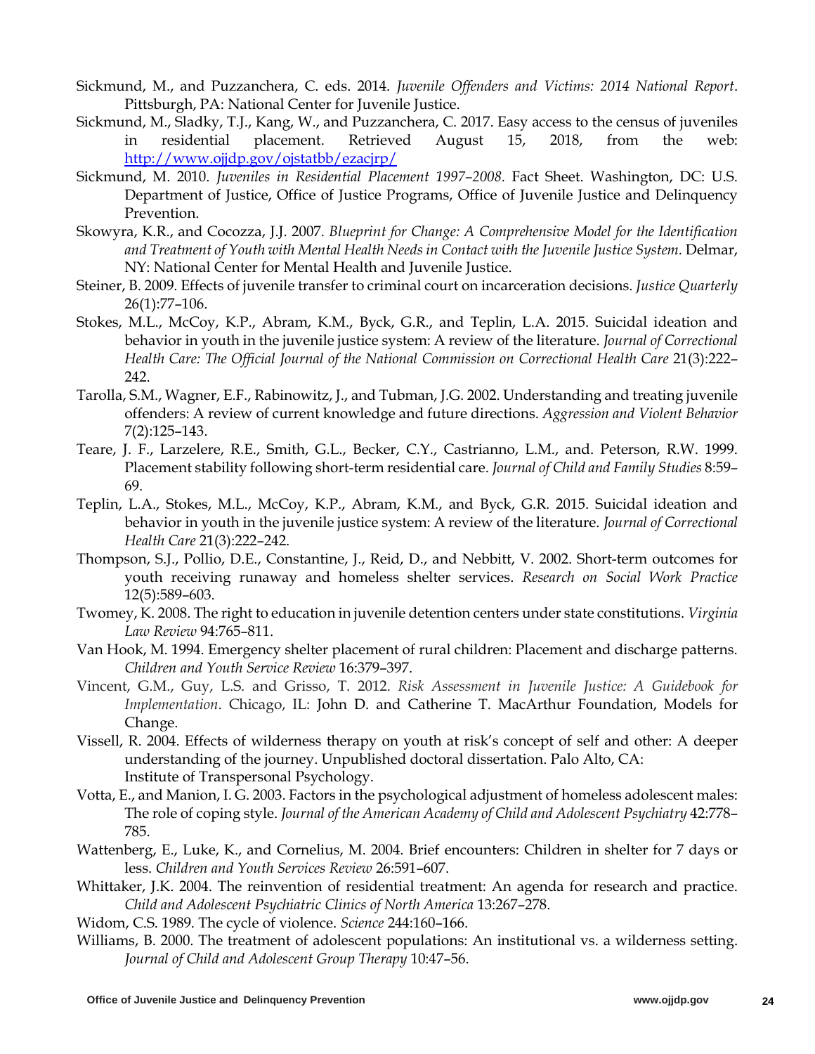Sickmund, M., and Puzzanchera, C. eds. 2014. *Juvenile Offenders and Victims: 2014 National Report*. Pittsburgh, PA: National Center for Juvenile Justice.

Sickmund, M., Sladky, T.J., Kang, W., and Puzzanchera, C. 2017. Easy access to the census of juveniles in residential placement. Retrieved August 15, 2018, from the web: http://www.ojjdp.gov/ojstatbb/ezacjrp/

Sickmund, M. 2010. *Juveniles in Residential Placement 1997–2008.* Fact Sheet. Washington, DC: U.S. Department of Justice, Office of Justice Programs, Office of Juvenile Justice and Delinquency Prevention.

Skowyra, K.R., and Cocozza, J.J. 2007. *Blueprint for Change: A Comprehensive Model for the Identification and Treatment of Youth with Mental Health Needs in Contact with the Juvenile Justice System.* Delmar, NY: National Center for Mental Health and Juvenile Justice.

Steiner, B. 2009. Effects of juvenile transfer to criminal court on incarceration decisions. *Justice Quarterly* 26(1):77–106.

Stokes, M.L., McCoy, K.P., Abram, K.M., Byck, G.R., and Teplin, L.A. 2015. Suicidal ideation and behavior in youth in the juvenile justice system: A review of the literature. *Journal of Correctional Health Care: The Official Journal of the National Commission on Correctional Health Care* 21(3):222–242.

Tarolla, S.M., Wagner, E.F., Rabinowitz, J., and Tubman, J.G. 2002. Understanding and treating juvenile offenders: A review of current knowledge and future directions. *Aggression and Violent Behavior* 7(2):125–143.

Teare, J. F., Larzelere, R.E., Smith, G.L., Becker, C.Y., Castrianno, L.M., and. Peterson, R.W. 1999. Placement stability following short-term residential care. *Journal of Child and Family Studies* 8:59–69.

Teplin, L.A., Stokes, M.L., McCoy, K.P., Abram, K.M., and Byck, G.R. 2015. Suicidal ideation and behavior in youth in the juvenile justice system: A review of the literature. *Journal of Correctional Health Care* 21(3):222–242.

Thompson, S.J., Pollio, D.E., Constantine, J., Reid, D., and Nebbitt, V. 2002. Short-term outcomes for youth receiving runaway and homeless shelter services. *Research on Social Work Practice* 12(5):589–603.

Twomey, K. 2008. The right to education in juvenile detention centers under state constitutions. *Virginia Law Review* 94:765–811.

Van Hook, M. 1994. Emergency shelter placement of rural children: Placement and discharge patterns. *Children and Youth Service Review* 16:379–397.

Vincent, G.M., Guy, L.S. and Grisso, T. 2012. *Risk Assessment in Juvenile Justice: A Guidebook for Implementation*. Chicago, IL: John D. and Catherine T. MacArthur Foundation, Models for Change.

Vissell, R. 2004. Effects of wilderness therapy on youth at risk's concept of self and other: A deeper understanding of the journey. Unpublished doctoral dissertation. Palo Alto, CA: Institute of Transpersonal Psychology.

Votta, E., and Manion, I. G. 2003. Factors in the psychological adjustment of homeless adolescent males: The role of coping style. *Journal of the American Academy of Child and Adolescent Psychiatry* 42:778–785.

Wattenberg, E., Luke, K., and Cornelius, M. 2004. Brief encounters: Children in shelter for 7 days or less. *Children and Youth Services Review* 26:591–607.

Whittaker, J.K. 2004. The reinvention of residential treatment: An agenda for research and practice. *Child and Adolescent Psychiatric Clinics of North America* 13:267–278.

Widom, C.S. 1989. The cycle of violence. *Science* 244:160–166.

Williams, B. 2000. The treatment of adolescent populations: An institutional vs. a wilderness setting. *Journal of Child and Adolescent Group Therapy* 10:47–56.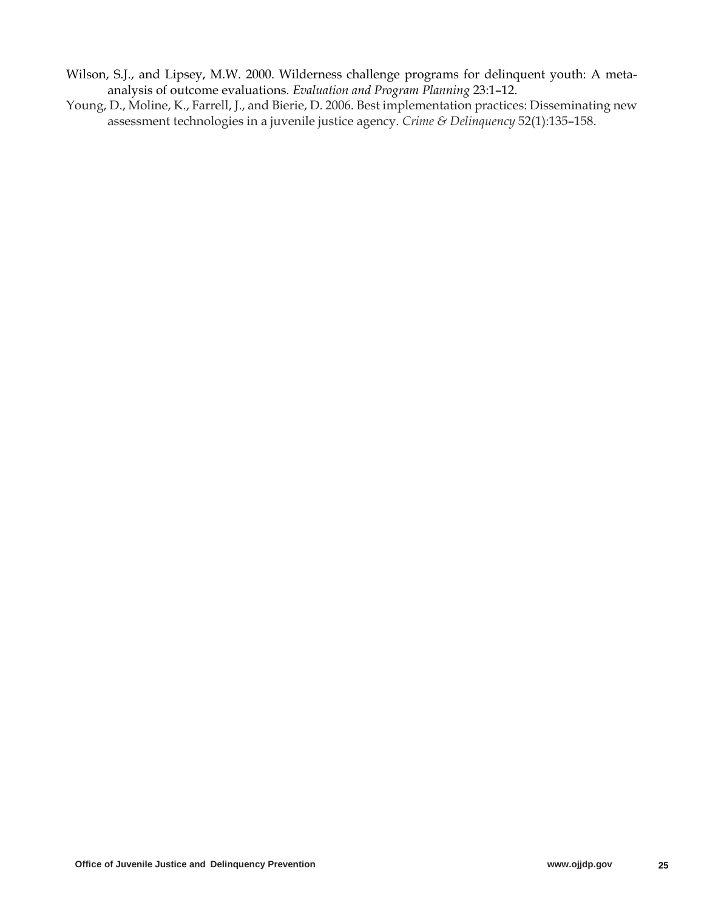Wilson, S.J., and Lipsey, M.W. 2000. Wilderness challenge programs for delinquent youth: A meta-analysis of outcome evaluations. *Evaluation and Program Planning* 23:1–12.

Young, D., Moline, K., Farrell, J., and Bierie, D. 2006. Best implementation practices: Disseminating new assessment technologies in a juvenile justice agency. *Crime & Delinquency* 52(1):135–158.